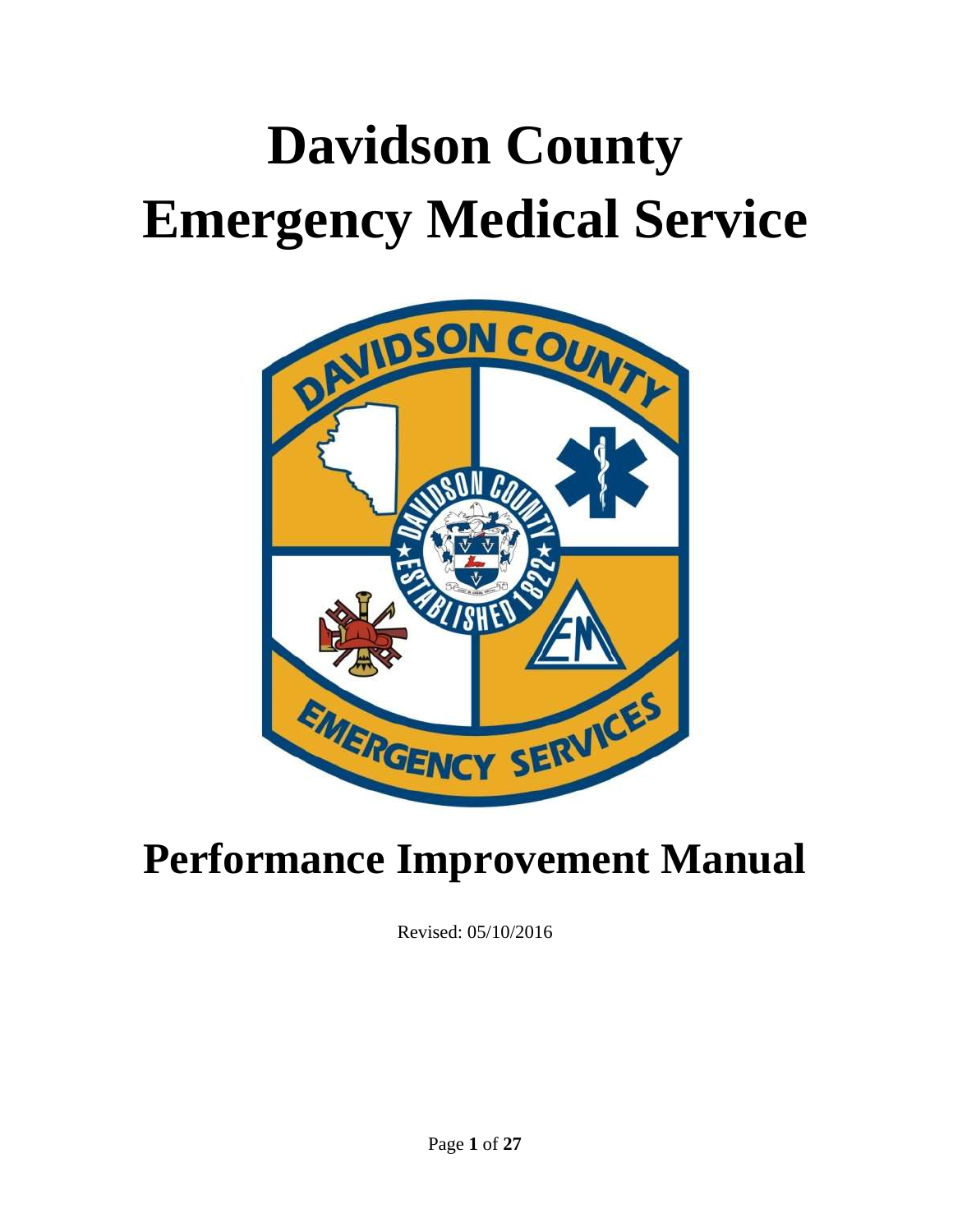# Davidson County Emergency Medical Service

# Performance Improvement Manual

Revised: 05/10/2016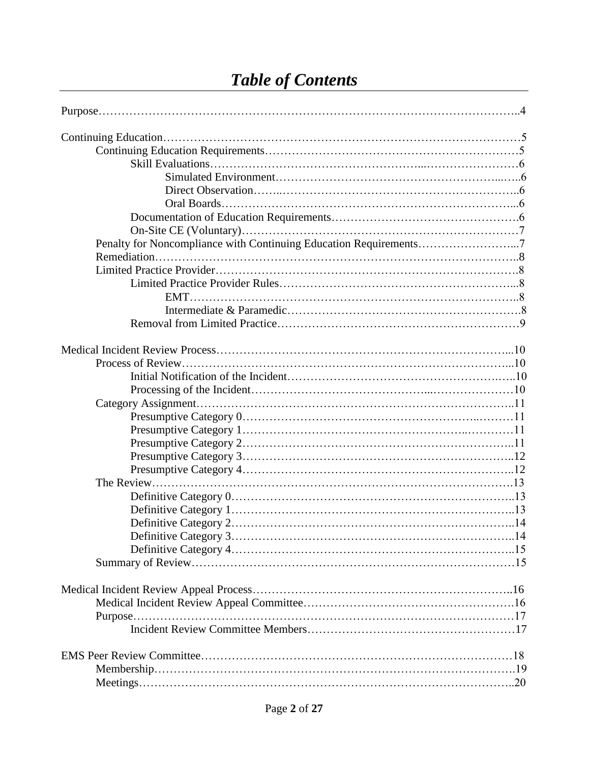# *Table of Contents*

Purpose……………………………………………………………………………………………..4

Continuing Education………………………………………………………………………………5
- Continuing Education Requirements………………………………………………………5
  - Skill Evaluations……………………………………………………………………6
    - Simulated Environment…………………………………………………………6
    - Direct Observation………………………………………………………………6
    - Oral Boards……………………………………………………………………..6
  - Documentation of Education Requirements………………………………………6
  - On-Site CE (Voluntary)……………………………………………………………7
- Penalty for Noncompliance with Continuing Education Requirements…………………...7
- Remediation……………………………………………………………………………..8
- Limited Practice Provider………………………………………………………………….8
  - Limited Practice Provider Rules…………………………………………………...8
    - EMT……………………………………………………………………………..8
    - Intermediate & Paramedic……………………………………………………….8
  - Removal from Limited Practice……………………………………………………9

Medical Incident Review Process…………………………………………………………...10
- Process of Review…………………………………………………………………...10
  - Initial Notification of the Incident…………………………………………………..10
  - Processing of the Incident…………………………………………………………10
- Category Assignment…………………………………………………………………..11
  - Presumptive Category 0…………………………………………………………11
  - Presumptive Category 1…………………………………………………………11
  - Presumptive Category 2………………………………………………………….11
  - Presumptive Category 3…………………………………………………………..12
  - Presumptive Category 4…………………………………………………………..12
- The Review………………………………………………………………………….13
  - Definitive Category 0……………………………………………………………..13
  - Definitive Category 1……………………………………………………………..13
  - Definitive Category 2……………………………………………………………..14
  - Definitive Category 3……………………………………………………………..14
  - Definitive Category 4……………………………………………………………..15
- Summary of Review……………………………………………………………………15

Medical Incident Review Appeal Process…………………………………………………..16
- Medical Incident Review Appeal Committee……………………………………………16
- Purpose…………………………………………………………………………………17
  - Incident Review Committee Members……………………………………………17

EMS Peer Review Committee……………………………………………………………18
- Membership…………………………………………………………………………….19
- Meetings………………………………………………………………………………..20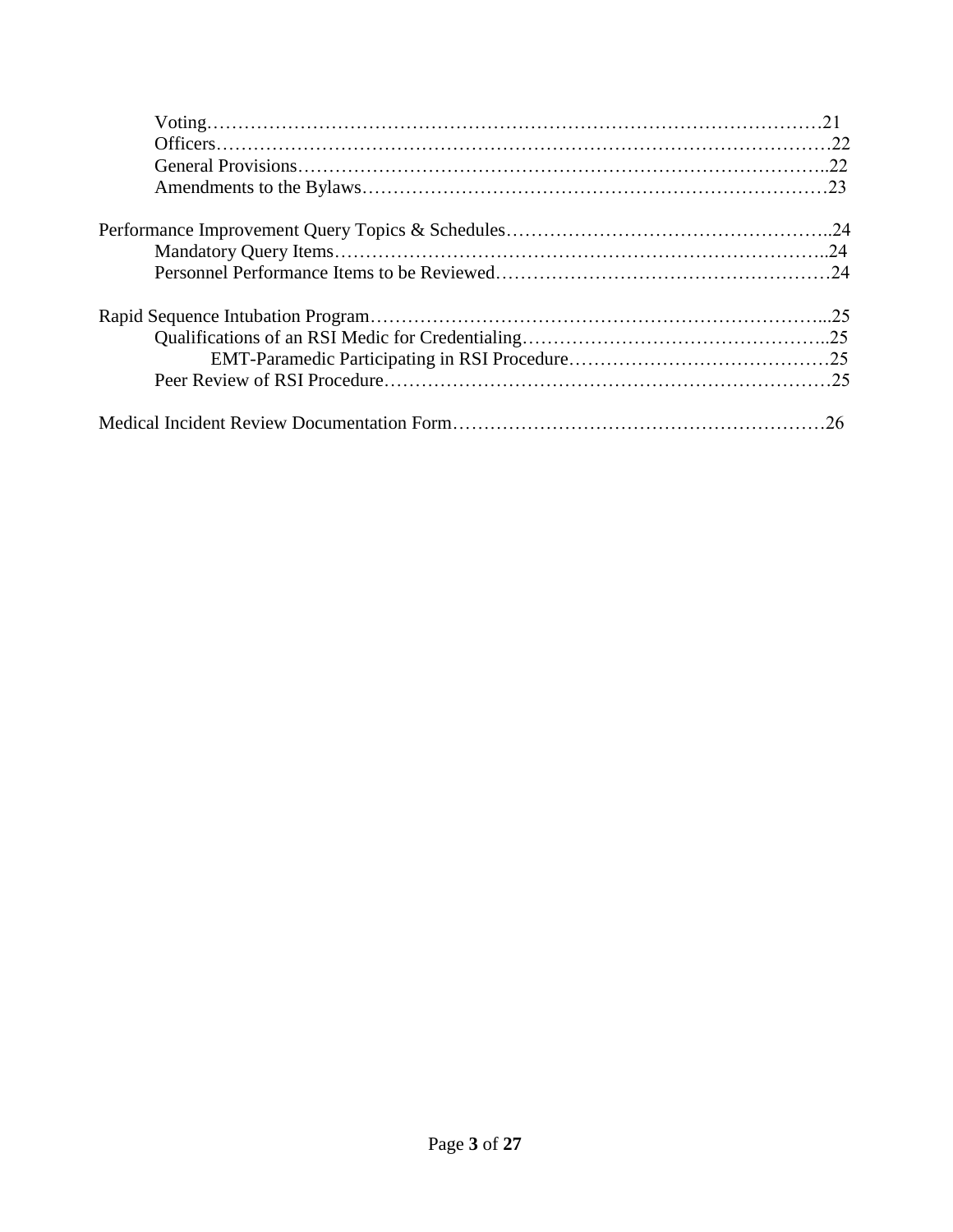Voting……………………………………………………………………………………21
Officers…………………………………………………………………………………22
General Provisions……………………………………………………………………..22
Amendments to the Bylaws……………………………………………………………23

Performance Improvement Query Topics & Schedules……………………………………………..24
Mandatory Query Items………………………………………………………………..24
Personnel Performance Items to be Reviewed…………………………………………24

Rapid Sequence Intubation Program…………………………………………………………………...25
Qualifications of an RSI Medic for Credentialing…………………………………………..25
EMT-Paramedic Participating in RSI Procedure……………………………………25
Peer Review of RSI Procedure…………………………………………………………25

Medical Incident Review Documentation Form……………………………………………………26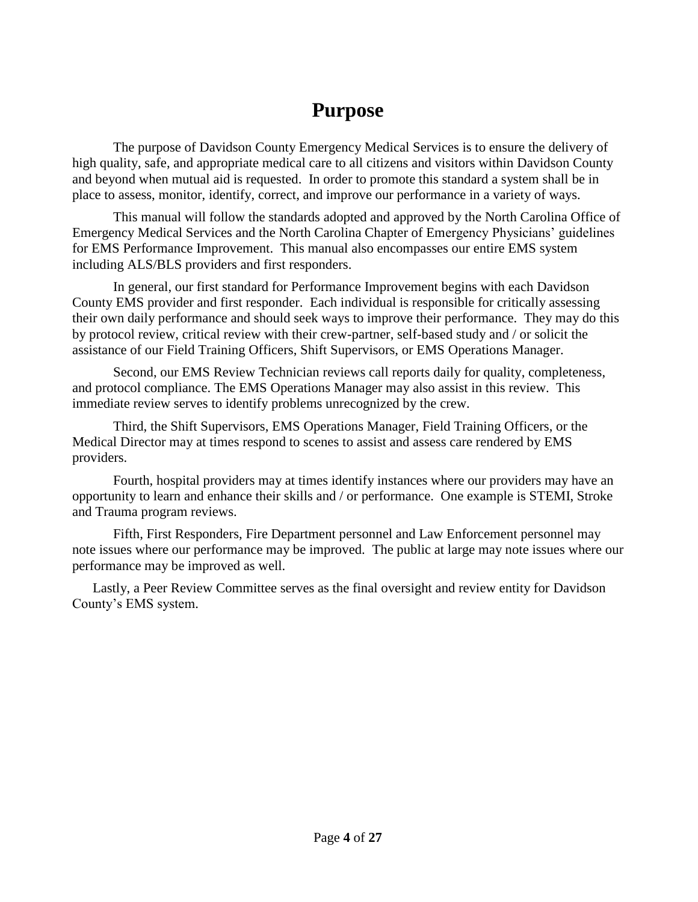# Purpose

The purpose of Davidson County Emergency Medical Services is to ensure the delivery of high quality, safe, and appropriate medical care to all citizens and visitors within Davidson County and beyond when mutual aid is requested. In order to promote this standard a system shall be in place to assess, monitor, identify, correct, and improve our performance in a variety of ways.

This manual will follow the standards adopted and approved by the North Carolina Office of Emergency Medical Services and the North Carolina Chapter of Emergency Physicians' guidelines for EMS Performance Improvement. This manual also encompasses our entire EMS system including ALS/BLS providers and first responders.

In general, our first standard for Performance Improvement begins with each Davidson County EMS provider and first responder. Each individual is responsible for critically assessing their own daily performance and should seek ways to improve their performance. They may do this by protocol review, critical review with their crew-partner, self-based study and / or solicit the assistance of our Field Training Officers, Shift Supervisors, or EMS Operations Manager.

Second, our EMS Review Technician reviews call reports daily for quality, completeness, and protocol compliance. The EMS Operations Manager may also assist in this review. This immediate review serves to identify problems unrecognized by the crew.

Third, the Shift Supervisors, EMS Operations Manager, Field Training Officers, or the Medical Director may at times respond to scenes to assist and assess care rendered by EMS providers.

Fourth, hospital providers may at times identify instances where our providers may have an opportunity to learn and enhance their skills and / or performance. One example is STEMI, Stroke and Trauma program reviews.

Fifth, First Responders, Fire Department personnel and Law Enforcement personnel may note issues where our performance may be improved. The public at large may note issues where our performance may be improved as well.

Lastly, a Peer Review Committee serves as the final oversight and review entity for Davidson County's EMS system.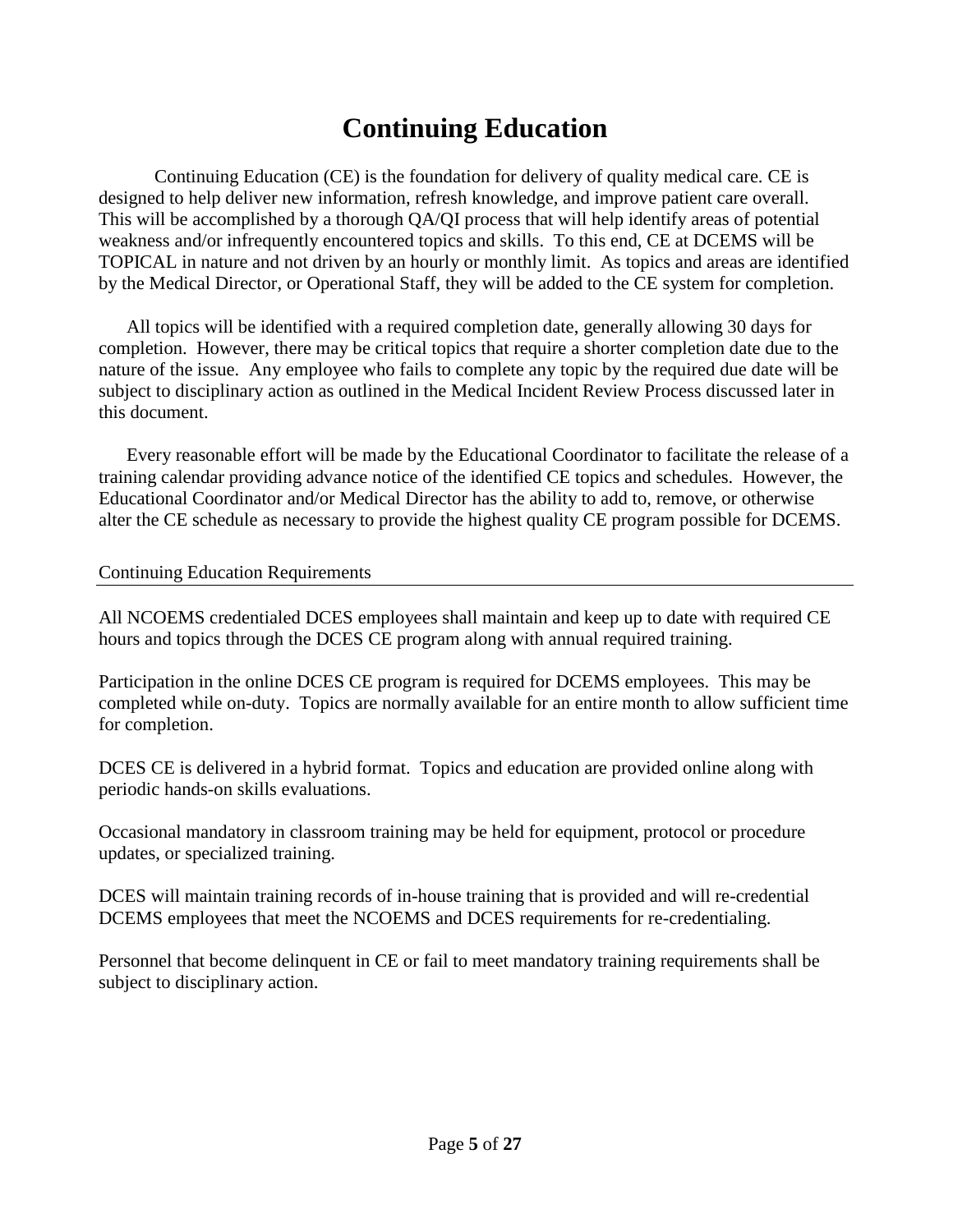# Continuing Education

Continuing Education (CE) is the foundation for delivery of quality medical care. CE is designed to help deliver new information, refresh knowledge, and improve patient care overall. This will be accomplished by a thorough QA/QI process that will help identify areas of potential weakness and/or infrequently encountered topics and skills. To this end, CE at DCEMS will be TOPICAL in nature and not driven by an hourly or monthly limit. As topics and areas are identified by the Medical Director, or Operational Staff, they will be added to the CE system for completion.

All topics will be identified with a required completion date, generally allowing 30 days for completion. However, there may be critical topics that require a shorter completion date due to the nature of the issue. Any employee who fails to complete any topic by the required due date will be subject to disciplinary action as outlined in the Medical Incident Review Process discussed later in this document.

Every reasonable effort will be made by the Educational Coordinator to facilitate the release of a training calendar providing advance notice of the identified CE topics and schedules. However, the Educational Coordinator and/or Medical Director has the ability to add to, remove, or otherwise alter the CE schedule as necessary to provide the highest quality CE program possible for DCEMS.

## Continuing Education Requirements

All NCOEMS credentialed DCES employees shall maintain and keep up to date with required CE hours and topics through the DCES CE program along with annual required training.

Participation in the online DCES CE program is required for DCEMS employees. This may be completed while on-duty. Topics are normally available for an entire month to allow sufficient time for completion.

DCES CE is delivered in a hybrid format. Topics and education are provided online along with periodic hands-on skills evaluations.

Occasional mandatory in classroom training may be held for equipment, protocol or procedure updates, or specialized training.

DCES will maintain training records of in-house training that is provided and will re-credential DCEMS employees that meet the NCOEMS and DCES requirements for re-credentialing.

Personnel that become delinquent in CE or fail to meet mandatory training requirements shall be subject to disciplinary action.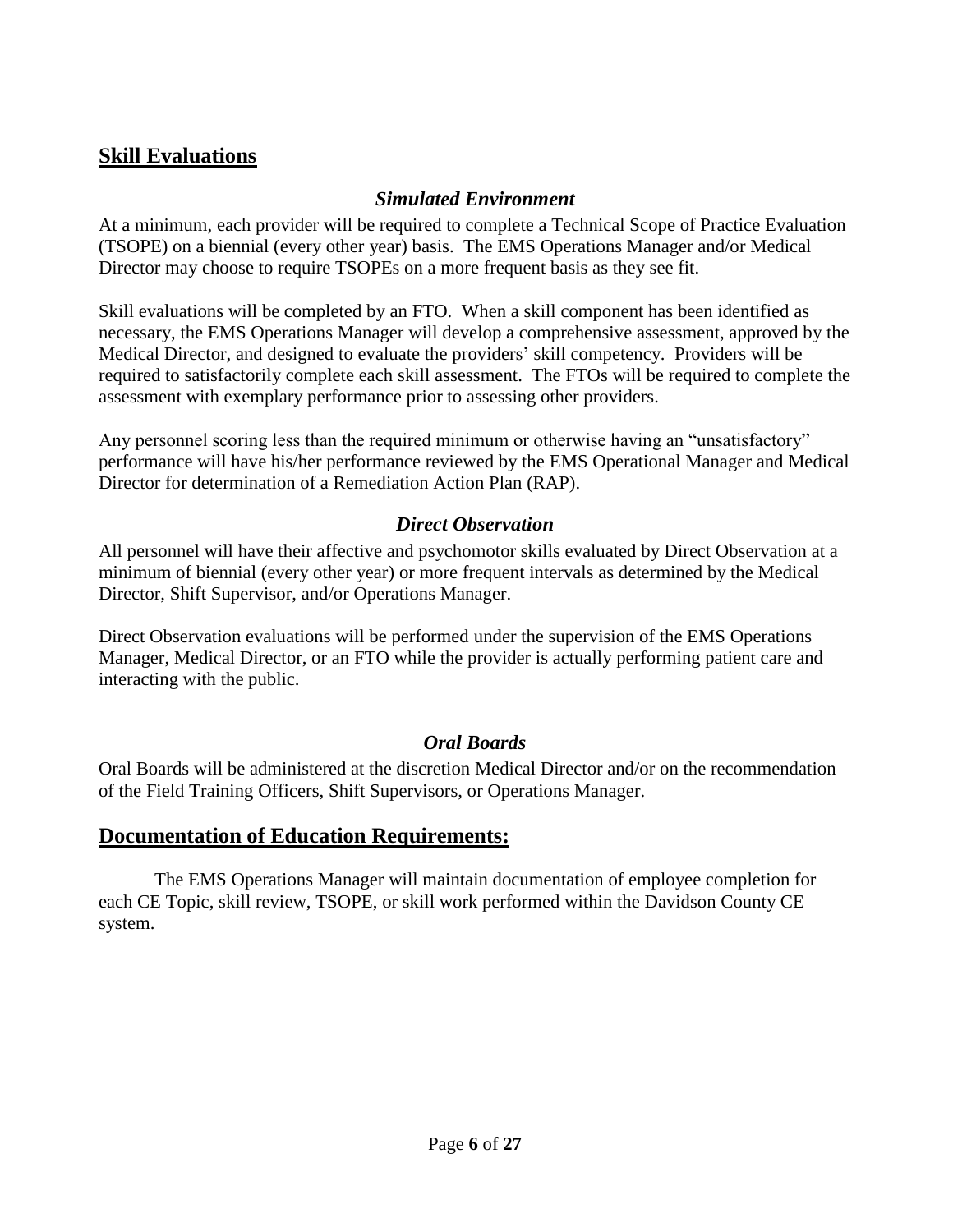## Skill Evaluations

### *Simulated Environment*

At a minimum, each provider will be required to complete a Technical Scope of Practice Evaluation (TSOPE) on a biennial (every other year) basis. The EMS Operations Manager and/or Medical Director may choose to require TSOPEs on a more frequent basis as they see fit.

Skill evaluations will be completed by an FTO. When a skill component has been identified as necessary, the EMS Operations Manager will develop a comprehensive assessment, approved by the Medical Director, and designed to evaluate the providers' skill competency. Providers will be required to satisfactorily complete each skill assessment. The FTOs will be required to complete the assessment with exemplary performance prior to assessing other providers.

Any personnel scoring less than the required minimum or otherwise having an "unsatisfactory" performance will have his/her performance reviewed by the EMS Operational Manager and Medical Director for determination of a Remediation Action Plan (RAP).

### *Direct Observation*

All personnel will have their affective and psychomotor skills evaluated by Direct Observation at a minimum of biennial (every other year) or more frequent intervals as determined by the Medical Director, Shift Supervisor, and/or Operations Manager.

Direct Observation evaluations will be performed under the supervision of the EMS Operations Manager, Medical Director, or an FTO while the provider is actually performing patient care and interacting with the public.

### *Oral Boards*

Oral Boards will be administered at the discretion Medical Director and/or on the recommendation of the Field Training Officers, Shift Supervisors, or Operations Manager.

## Documentation of Education Requirements:

The EMS Operations Manager will maintain documentation of employee completion for each CE Topic, skill review, TSOPE, or skill work performed within the Davidson County CE system.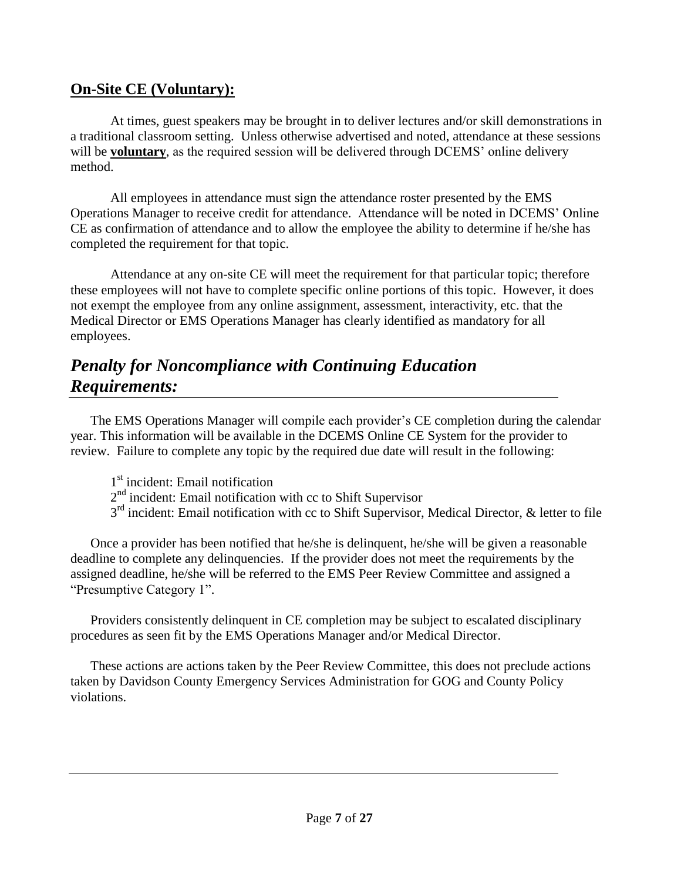## **On-Site CE (Voluntary):**

At times, guest speakers may be brought in to deliver lectures and/or skill demonstrations in a traditional classroom setting. Unless otherwise advertised and noted, attendance at these sessions will be **voluntary**, as the required session will be delivered through DCEMS' online delivery method.

All employees in attendance must sign the attendance roster presented by the EMS Operations Manager to receive credit for attendance. Attendance will be noted in DCEMS' Online CE as confirmation of attendance and to allow the employee the ability to determine if he/she has completed the requirement for that topic.

Attendance at any on-site CE will meet the requirement for that particular topic; therefore these employees will not have to complete specific online portions of this topic. However, it does not exempt the employee from any online assignment, assessment, interactivity, etc. that the Medical Director or EMS Operations Manager has clearly identified as mandatory for all employees.

## *Penalty for Noncompliance with Continuing Education Requirements:*

The EMS Operations Manager will compile each provider's CE completion during the calendar year. This information will be available in the DCEMS Online CE System for the provider to review. Failure to complete any topic by the required due date will result in the following:

1st incident: Email notification
2nd incident: Email notification with cc to Shift Supervisor
3rd incident: Email notification with cc to Shift Supervisor, Medical Director, & letter to file

Once a provider has been notified that he/she is delinquent, he/she will be given a reasonable deadline to complete any delinquencies. If the provider does not meet the requirements by the assigned deadline, he/she will be referred to the EMS Peer Review Committee and assigned a "Presumptive Category 1".

Providers consistently delinquent in CE completion may be subject to escalated disciplinary procedures as seen fit by the EMS Operations Manager and/or Medical Director.

These actions are actions taken by the Peer Review Committee, this does not preclude actions taken by Davidson County Emergency Services Administration for GOG and County Policy violations.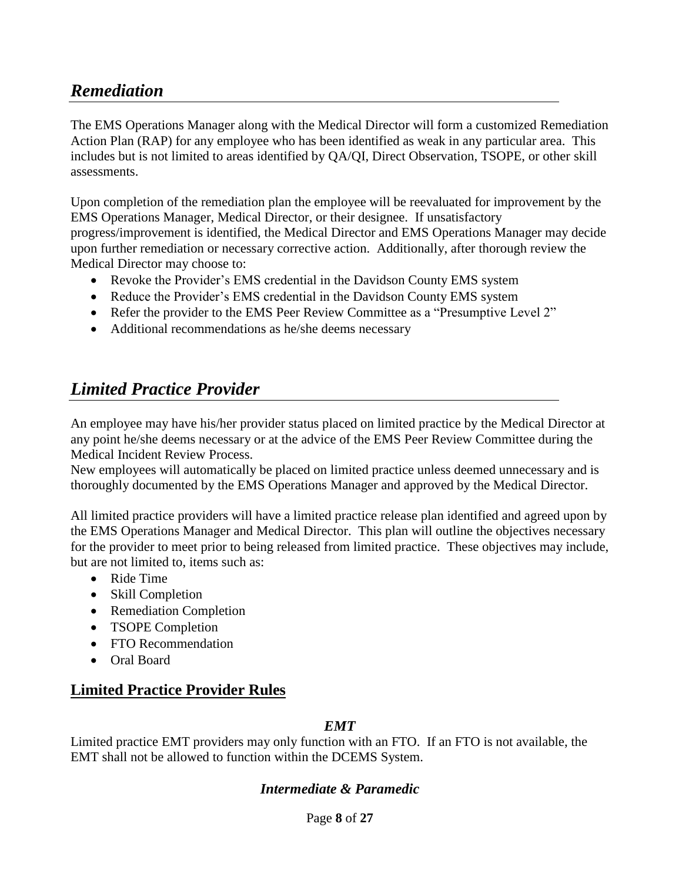## *Remediation*

The EMS Operations Manager along with the Medical Director will form a customized Remediation Action Plan (RAP) for any employee who has been identified as weak in any particular area. This includes but is not limited to areas identified by QA/QI, Direct Observation, TSOPE, or other skill assessments.

Upon completion of the remediation plan the employee will be reevaluated for improvement by the EMS Operations Manager, Medical Director, or their designee. If unsatisfactory progress/improvement is identified, the Medical Director and EMS Operations Manager may decide upon further remediation or necessary corrective action. Additionally, after thorough review the Medical Director may choose to:

- Revoke the Provider's EMS credential in the Davidson County EMS system
- Reduce the Provider's EMS credential in the Davidson County EMS system
- Refer the provider to the EMS Peer Review Committee as a "Presumptive Level 2"
- Additional recommendations as he/she deems necessary

## *Limited Practice Provider*

An employee may have his/her provider status placed on limited practice by the Medical Director at any point he/she deems necessary or at the advice of the EMS Peer Review Committee during the Medical Incident Review Process.
New employees will automatically be placed on limited practice unless deemed unnecessary and is thoroughly documented by the EMS Operations Manager and approved by the Medical Director.

All limited practice providers will have a limited practice release plan identified and agreed upon by the EMS Operations Manager and Medical Director. This plan will outline the objectives necessary for the provider to meet prior to being released from limited practice. These objectives may include, but are not limited to, items such as:

- Ride Time
- Skill Completion
- Remediation Completion
- TSOPE Completion
- FTO Recommendation
- Oral Board

### **Limited Practice Provider Rules**

#### *EMT*

Limited practice EMT providers may only function with an FTO. If an FTO is not available, the EMT shall not be allowed to function within the DCEMS System.

#### *Intermediate & Paramedic*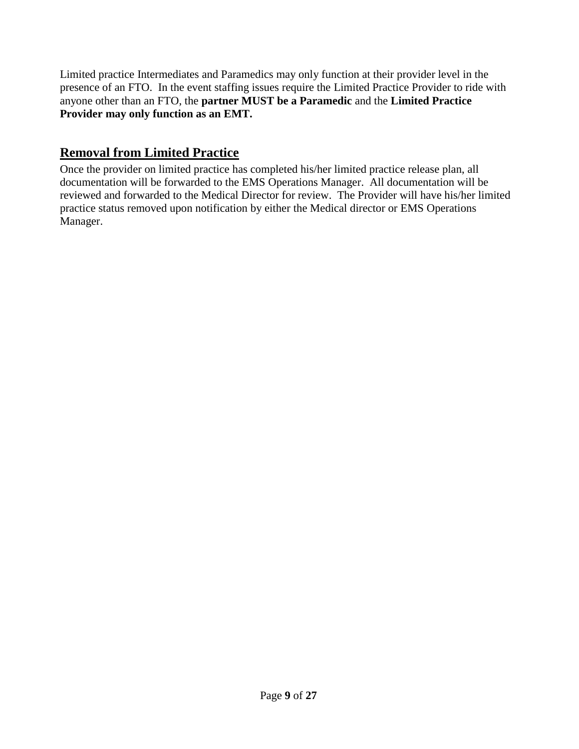Limited practice Intermediates and Paramedics may only function at their provider level in the presence of an FTO.  In the event staffing issues require the Limited Practice Provider to ride with anyone other than an FTO, the **partner MUST be a Paramedic** and the **Limited Practice Provider may only function as an EMT.**

## Removal from Limited Practice

Once the provider on limited practice has completed his/her limited practice release plan, all documentation will be forwarded to the EMS Operations Manager.  All documentation will be reviewed and forwarded to the Medical Director for review.  The Provider will have his/her limited practice status removed upon notification by either the Medical director or EMS Operations Manager.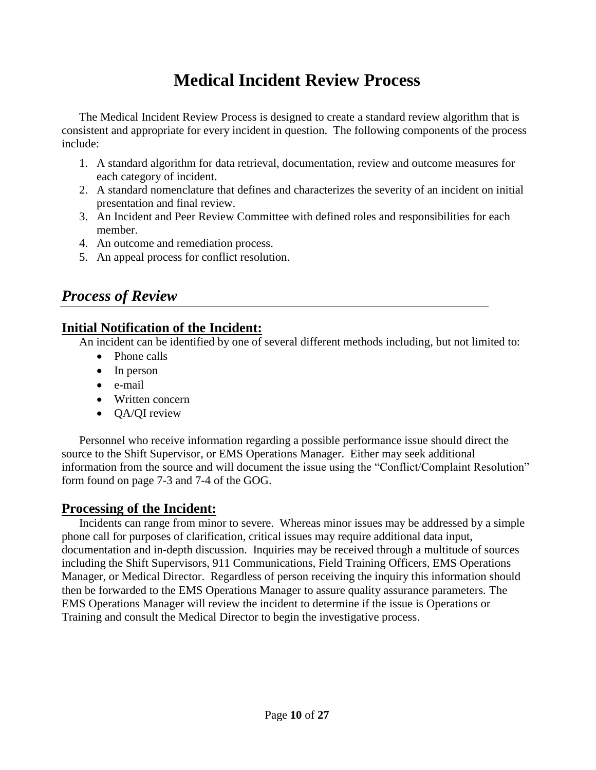# Medical Incident Review Process

The Medical Incident Review Process is designed to create a standard review algorithm that is consistent and appropriate for every incident in question. The following components of the process include:

1. A standard algorithm for data retrieval, documentation, review and outcome measures for each category of incident.
2. A standard nomenclature that defines and characterizes the severity of an incident on initial presentation and final review.
3. An Incident and Peer Review Committee with defined roles and responsibilities for each member.
4. An outcome and remediation process.
5. An appeal process for conflict resolution.

## *Process of Review*

### Initial Notification of the Incident:

An incident can be identified by one of several different methods including, but not limited to:

- Phone calls
- In person
- e-mail
- Written concern
- QA/QI review

Personnel who receive information regarding a possible performance issue should direct the source to the Shift Supervisor, or EMS Operations Manager. Either may seek additional information from the source and will document the issue using the "Conflict/Complaint Resolution" form found on page 7-3 and 7-4 of the GOG.

### Processing of the Incident:

Incidents can range from minor to severe. Whereas minor issues may be addressed by a simple phone call for purposes of clarification, critical issues may require additional data input, documentation and in-depth discussion. Inquiries may be received through a multitude of sources including the Shift Supervisors, 911 Communications, Field Training Officers, EMS Operations Manager, or Medical Director. Regardless of person receiving the inquiry this information should then be forwarded to the EMS Operations Manager to assure quality assurance parameters. The EMS Operations Manager will review the incident to determine if the issue is Operations or Training and consult the Medical Director to begin the investigative process.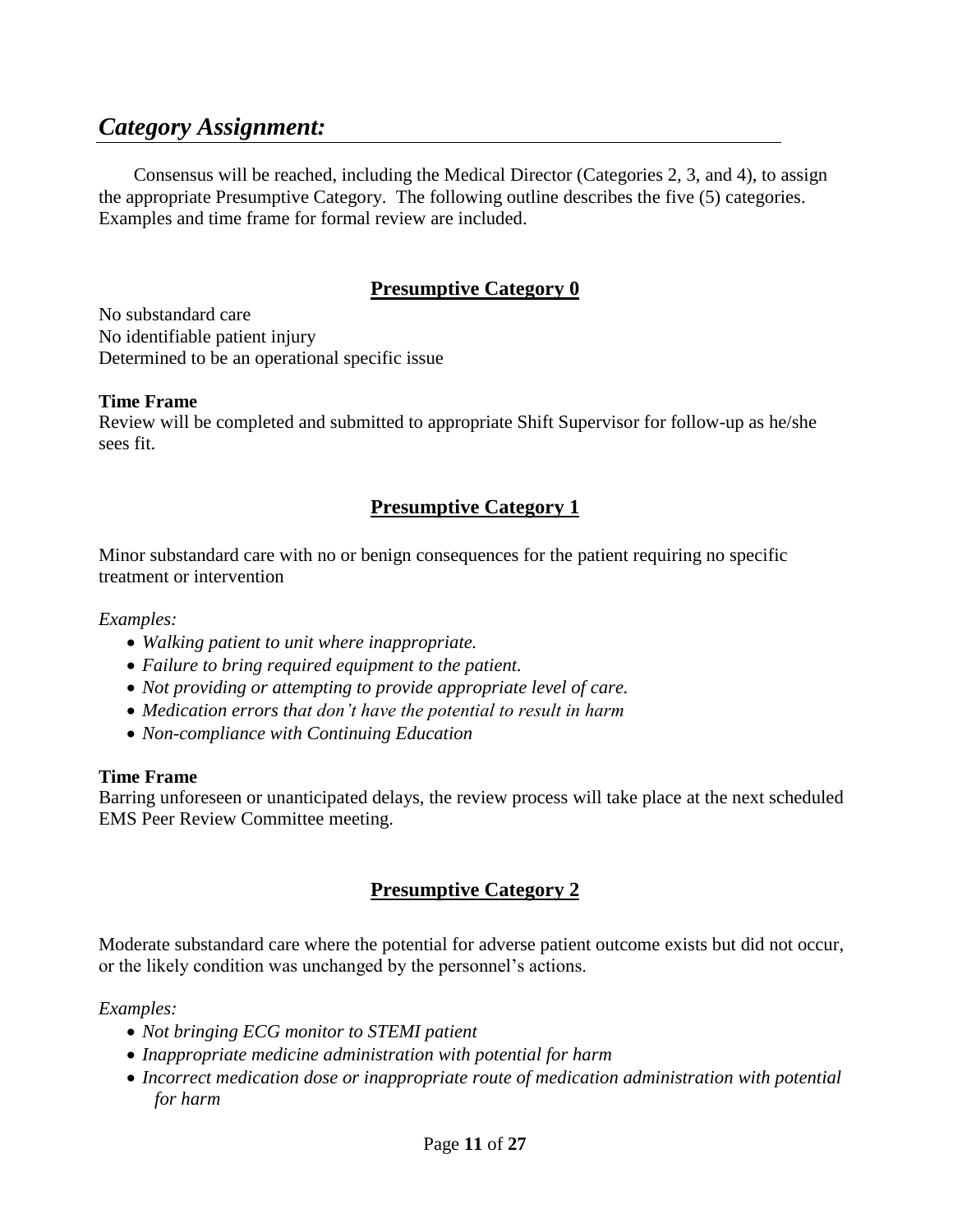## *Category Assignment:*

Consensus will be reached, including the Medical Director (Categories 2, 3, and 4), to assign the appropriate Presumptive Category. The following outline describes the five (5) categories. Examples and time frame for formal review are included.

### Presumptive Category 0

No substandard care
No identifiable patient injury
Determined to be an operational specific issue

**Time Frame**
Review will be completed and submitted to appropriate Shift Supervisor for follow-up as he/she sees fit.

### Presumptive Category 1

Minor substandard care with no or benign consequences for the patient requiring no specific treatment or intervention

*Examples:*

- *Walking patient to unit where inappropriate.*
- *Failure to bring required equipment to the patient.*
- *Not providing or attempting to provide appropriate level of care.*
- *Medication errors that don't have the potential to result in harm*
- *Non-compliance with Continuing Education*

**Time Frame**
Barring unforeseen or unanticipated delays, the review process will take place at the next scheduled EMS Peer Review Committee meeting.

### Presumptive Category 2

Moderate substandard care where the potential for adverse patient outcome exists but did not occur, or the likely condition was unchanged by the personnel's actions.

*Examples:*

- *Not bringing ECG monitor to STEMI patient*
- *Inappropriate medicine administration with potential for harm*
- *Incorrect medication dose or inappropriate route of medication administration with potential for harm*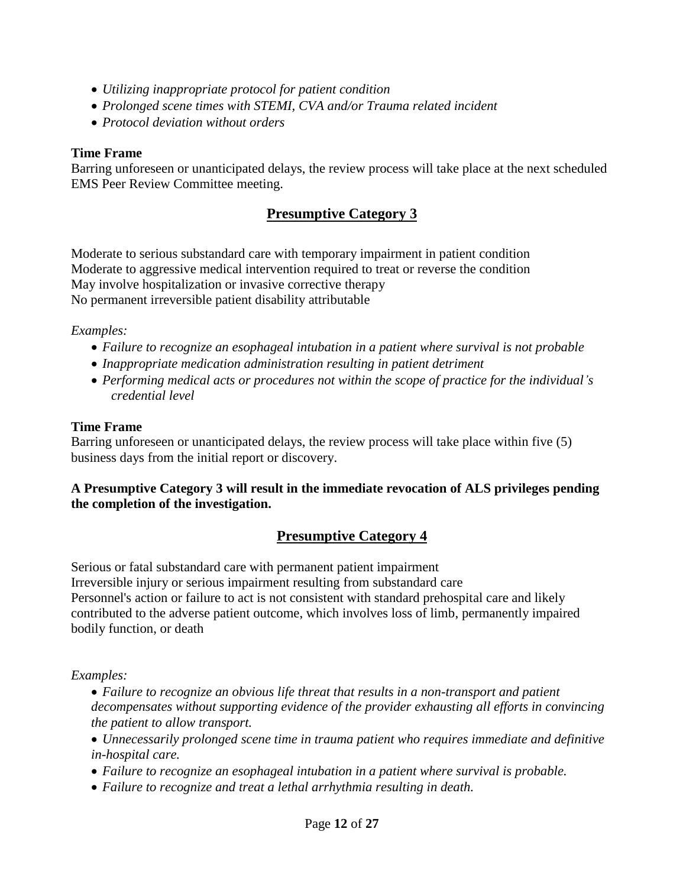- *Utilizing inappropriate protocol for patient condition*
- *Prolonged scene times with STEMI, CVA and/or Trauma related incident*
- *Protocol deviation without orders*

**Time Frame**
Barring unforeseen or unanticipated delays, the review process will take place at the next scheduled EMS Peer Review Committee meeting.

## Presumptive Category 3

Moderate to serious substandard care with temporary impairment in patient condition
Moderate to aggressive medical intervention required to treat or reverse the condition
May involve hospitalization or invasive corrective therapy
No permanent irreversible patient disability attributable

*Examples:*

- *Failure to recognize an esophageal intubation in a patient where survival is not probable*
- *Inappropriate medication administration resulting in patient detriment*
- *Performing medical acts or procedures not within the scope of practice for the individual's credential level*

**Time Frame**
Barring unforeseen or unanticipated delays, the review process will take place within five (5) business days from the initial report or discovery.

**A Presumptive Category 3 will result in the immediate revocation of ALS privileges pending the completion of the investigation.**

## Presumptive Category 4

Serious or fatal substandard care with permanent patient impairment
Irreversible injury or serious impairment resulting from substandard care
Personnel's action or failure to act is not consistent with standard prehospital care and likely contributed to the adverse patient outcome, which involves loss of limb, permanently impaired bodily function, or death

*Examples:*

- *Failure to recognize an obvious life threat that results in a non-transport and patient decompensates without supporting evidence of the provider exhausting all efforts in convincing the patient to allow transport.*
- *Unnecessarily prolonged scene time in trauma patient who requires immediate and definitive in-hospital care.*
- *Failure to recognize an esophageal intubation in a patient where survival is probable.*
- *Failure to recognize and treat a lethal arrhythmia resulting in death.*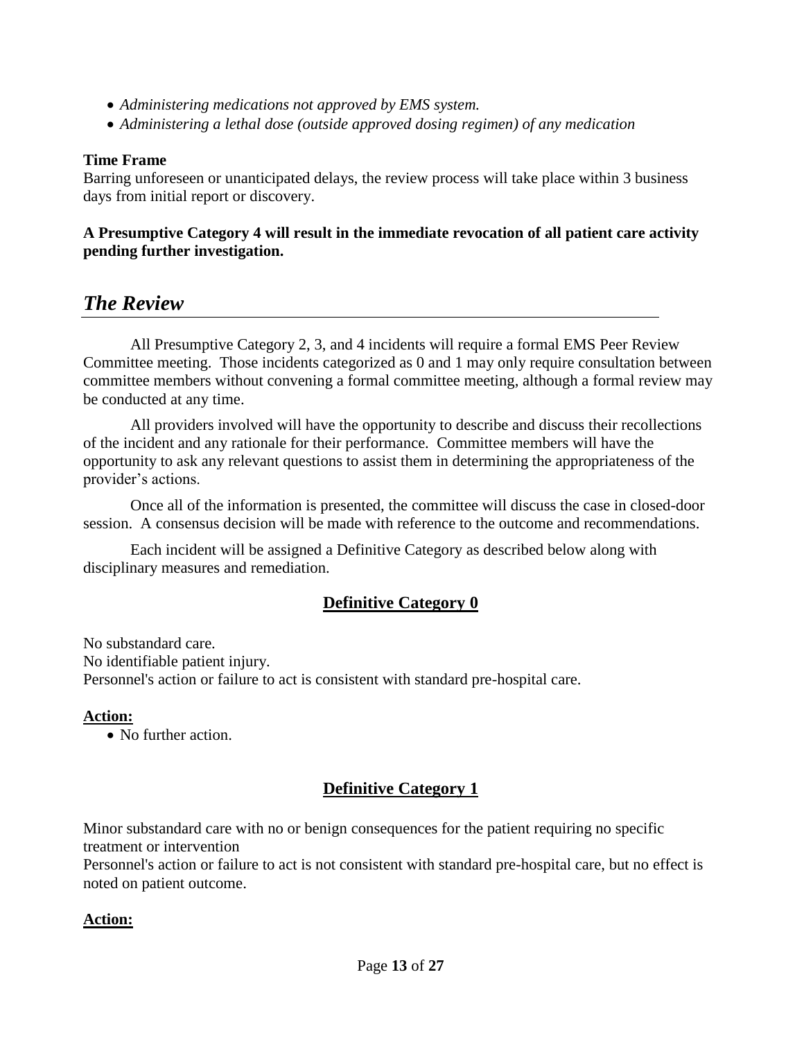- *Administering medications not approved by EMS system.*
- *Administering a lethal dose (outside approved dosing regimen) of any medication*

**Time Frame**
Barring unforeseen or unanticipated delays, the review process will take place within 3 business days from initial report or discovery.

**A Presumptive Category 4 will result in the immediate revocation of all patient care activity pending further investigation.**

## *The Review*

All Presumptive Category 2, 3, and 4 incidents will require a formal EMS Peer Review Committee meeting. Those incidents categorized as 0 and 1 may only require consultation between committee members without convening a formal committee meeting, although a formal review may be conducted at any time.

All providers involved will have the opportunity to describe and discuss their recollections of the incident and any rationale for their performance. Committee members will have the opportunity to ask any relevant questions to assist them in determining the appropriateness of the provider's actions.

Once all of the information is presented, the committee will discuss the case in closed-door session. A consensus decision will be made with reference to the outcome and recommendations.

Each incident will be assigned a Definitive Category as described below along with disciplinary measures and remediation.

### Definitive Category 0

No substandard care.
No identifiable patient injury.
Personnel's action or failure to act is consistent with standard pre-hospital care.

**Action:**

- No further action.

### Definitive Category 1

Minor substandard care with no or benign consequences for the patient requiring no specific treatment or intervention
Personnel's action or failure to act is not consistent with standard pre-hospital care, but no effect is noted on patient outcome.

**Action:**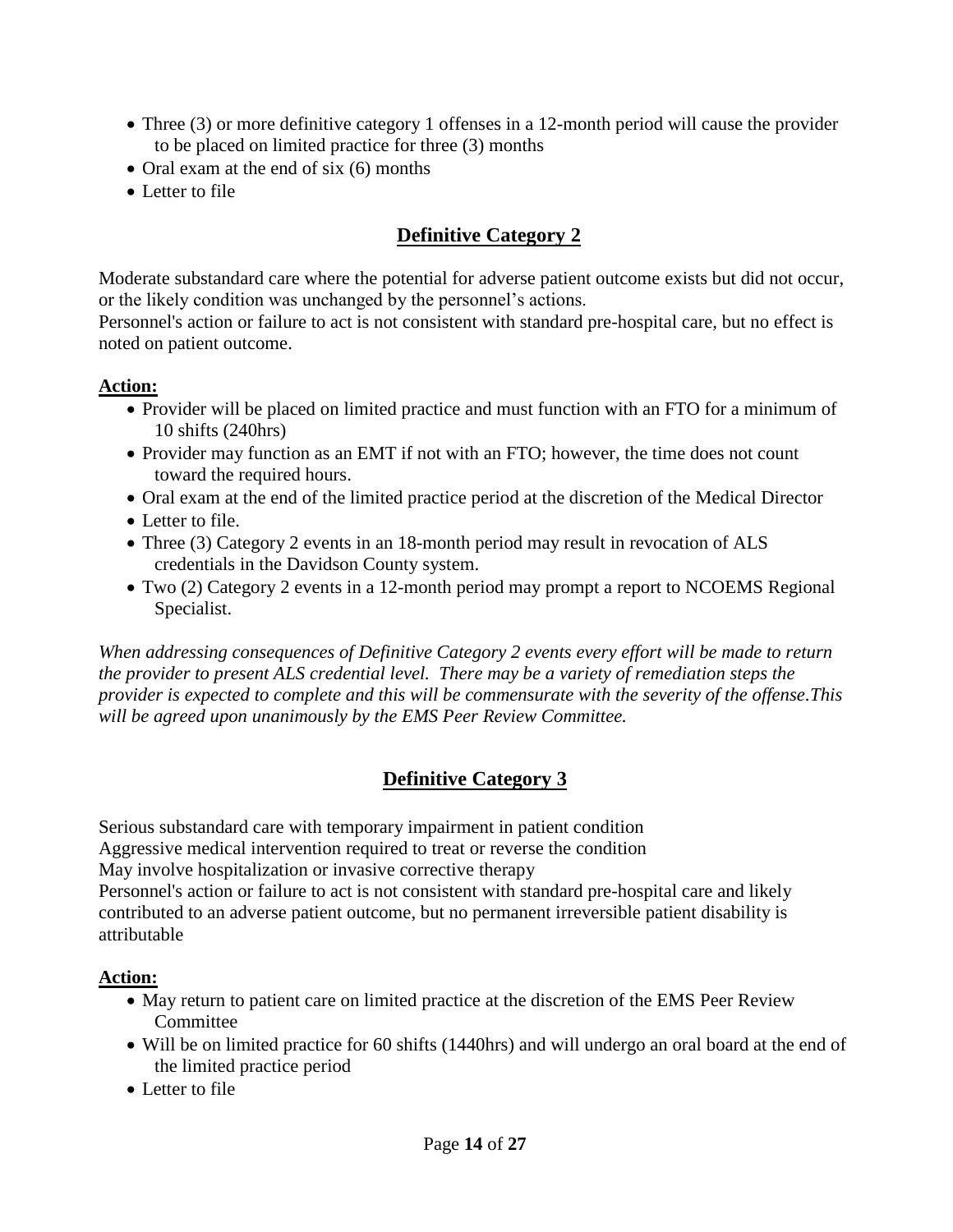- Three (3) or more definitive category 1 offenses in a 12-month period will cause the provider to be placed on limited practice for three (3) months
- Oral exam at the end of six (6) months
- Letter to file

## Definitive Category 2

Moderate substandard care where the potential for adverse patient outcome exists but did not occur, or the likely condition was unchanged by the personnel's actions.
Personnel's action or failure to act is not consistent with standard pre-hospital care, but no effect is noted on patient outcome.

**Action:**

- Provider will be placed on limited practice and must function with an FTO for a minimum of 10 shifts (240hrs)
- Provider may function as an EMT if not with an FTO; however, the time does not count toward the required hours.
- Oral exam at the end of the limited practice period at the discretion of the Medical Director
- Letter to file.
- Three (3) Category 2 events in an 18-month period may result in revocation of ALS credentials in the Davidson County system.
- Two (2) Category 2 events in a 12-month period may prompt a report to NCOEMS Regional Specialist.

*When addressing consequences of Definitive Category 2 events every effort will be made to return the provider to present ALS credential level. There may be a variety of remediation steps the provider is expected to complete and this will be commensurate with the severity of the offense.This will be agreed upon unanimously by the EMS Peer Review Committee.*

## Definitive Category 3

Serious substandard care with temporary impairment in patient condition
Aggressive medical intervention required to treat or reverse the condition
May involve hospitalization or invasive corrective therapy
Personnel's action or failure to act is not consistent with standard pre-hospital care and likely contributed to an adverse patient outcome, but no permanent irreversible patient disability is attributable

**Action:**

- May return to patient care on limited practice at the discretion of the EMS Peer Review Committee
- Will be on limited practice for 60 shifts (1440hrs) and will undergo an oral board at the end of the limited practice period
- Letter to file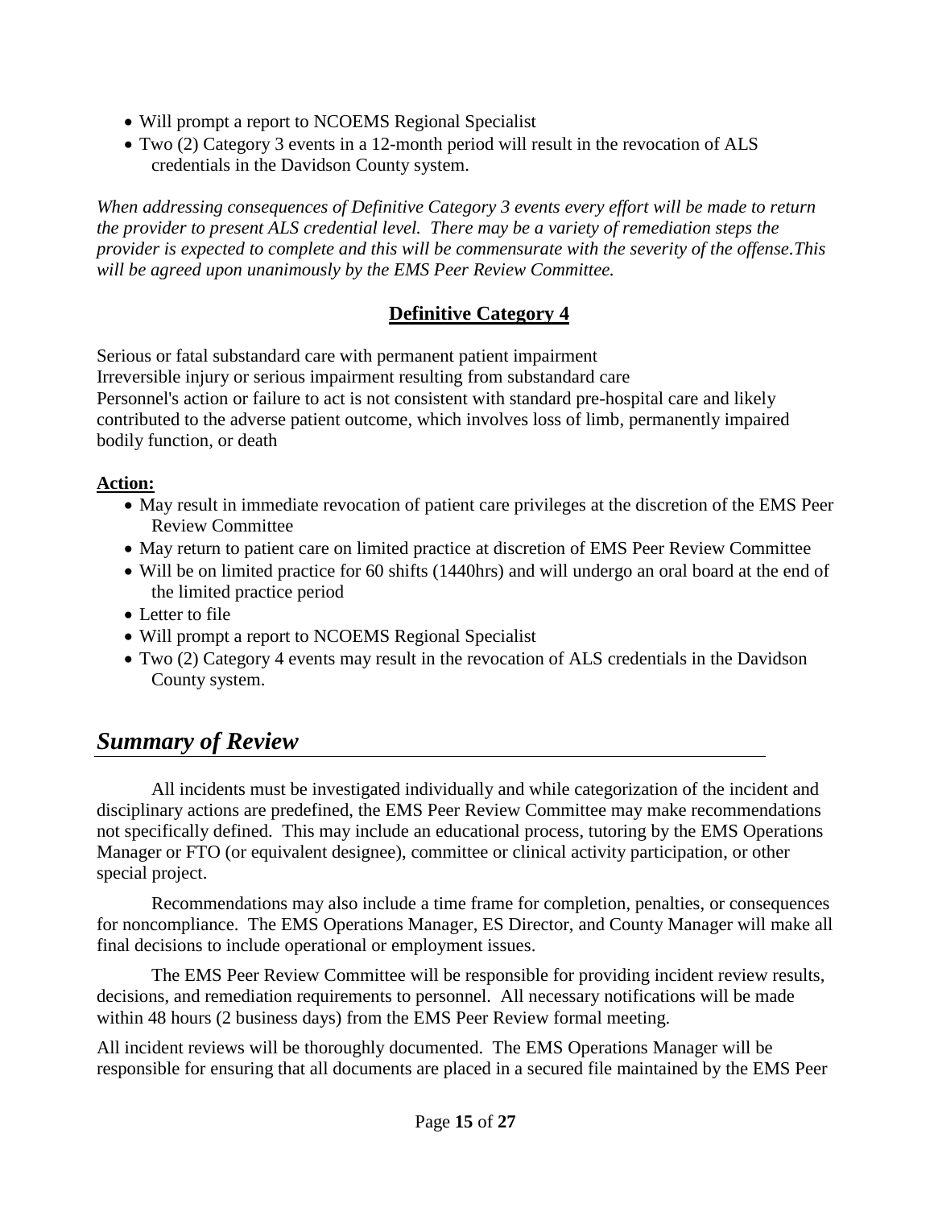- Will prompt a report to NCOEMS Regional Specialist
- Two (2) Category 3 events in a 12-month period will result in the revocation of ALS credentials in the Davidson County system.

*When addressing consequences of Definitive Category 3 events every effort will be made to return the provider to present ALS credential level. There may be a variety of remediation steps the provider is expected to complete and this will be commensurate with the severity of the offense.This will be agreed upon unanimously by the EMS Peer Review Committee.*

## **Definitive Category 4**

Serious or fatal substandard care with permanent patient impairment
Irreversible injury or serious impairment resulting from substandard care
Personnel's action or failure to act is not consistent with standard pre-hospital care and likely contributed to the adverse patient outcome, which involves loss of limb, permanently impaired bodily function, or death

**Action:**

- May result in immediate revocation of patient care privileges at the discretion of the EMS Peer Review Committee
- May return to patient care on limited practice at discretion of EMS Peer Review Committee
- Will be on limited practice for 60 shifts (1440hrs) and will undergo an oral board at the end of the limited practice period
- Letter to file
- Will prompt a report to NCOEMS Regional Specialist
- Two (2) Category 4 events may result in the revocation of ALS credentials in the Davidson County system.

# *Summary of Review*

All incidents must be investigated individually and while categorization of the incident and disciplinary actions are predefined, the EMS Peer Review Committee may make recommendations not specifically defined. This may include an educational process, tutoring by the EMS Operations Manager or FTO (or equivalent designee), committee or clinical activity participation, or other special project.

Recommendations may also include a time frame for completion, penalties, or consequences for noncompliance. The EMS Operations Manager, ES Director, and County Manager will make all final decisions to include operational or employment issues.

The EMS Peer Review Committee will be responsible for providing incident review results, decisions, and remediation requirements to personnel. All necessary notifications will be made within 48 hours (2 business days) from the EMS Peer Review formal meeting.

All incident reviews will be thoroughly documented. The EMS Operations Manager will be responsible for ensuring that all documents are placed in a secured file maintained by the EMS Peer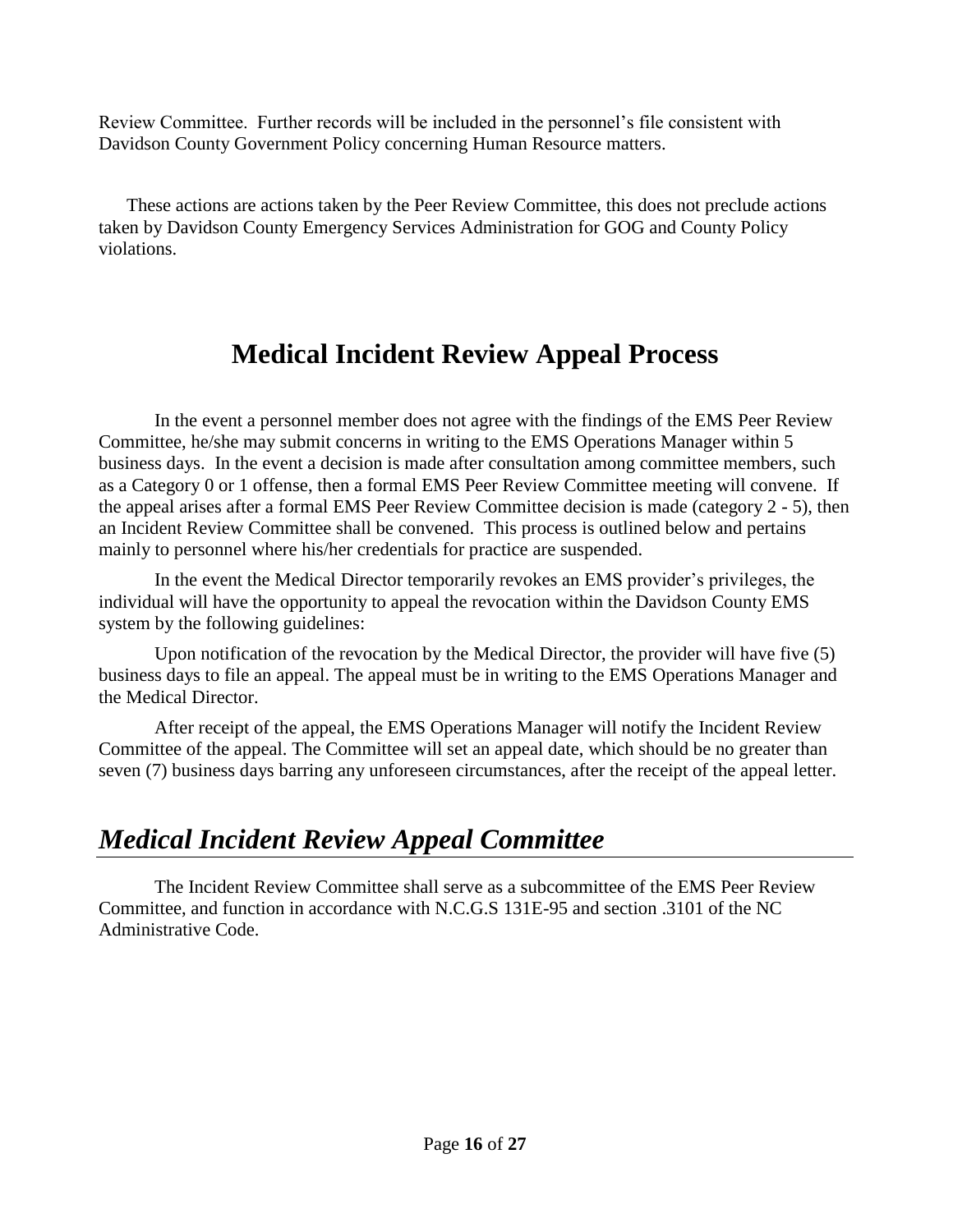Review Committee. Further records will be included in the personnel's file consistent with Davidson County Government Policy concerning Human Resource matters.

These actions are actions taken by the Peer Review Committee, this does not preclude actions taken by Davidson County Emergency Services Administration for GOG and County Policy violations.

# Medical Incident Review Appeal Process

In the event a personnel member does not agree with the findings of the EMS Peer Review Committee, he/she may submit concerns in writing to the EMS Operations Manager within 5 business days. In the event a decision is made after consultation among committee members, such as a Category 0 or 1 offense, then a formal EMS Peer Review Committee meeting will convene. If the appeal arises after a formal EMS Peer Review Committee decision is made (category 2 - 5), then an Incident Review Committee shall be convened. This process is outlined below and pertains mainly to personnel where his/her credentials for practice are suspended.

In the event the Medical Director temporarily revokes an EMS provider's privileges, the individual will have the opportunity to appeal the revocation within the Davidson County EMS system by the following guidelines:

Upon notification of the revocation by the Medical Director, the provider will have five (5) business days to file an appeal. The appeal must be in writing to the EMS Operations Manager and the Medical Director.

After receipt of the appeal, the EMS Operations Manager will notify the Incident Review Committee of the appeal. The Committee will set an appeal date, which should be no greater than seven (7) business days barring any unforeseen circumstances, after the receipt of the appeal letter.

## *Medical Incident Review Appeal Committee*

The Incident Review Committee shall serve as a subcommittee of the EMS Peer Review Committee, and function in accordance with N.C.G.S 131E-95 and section .3101 of the NC Administrative Code.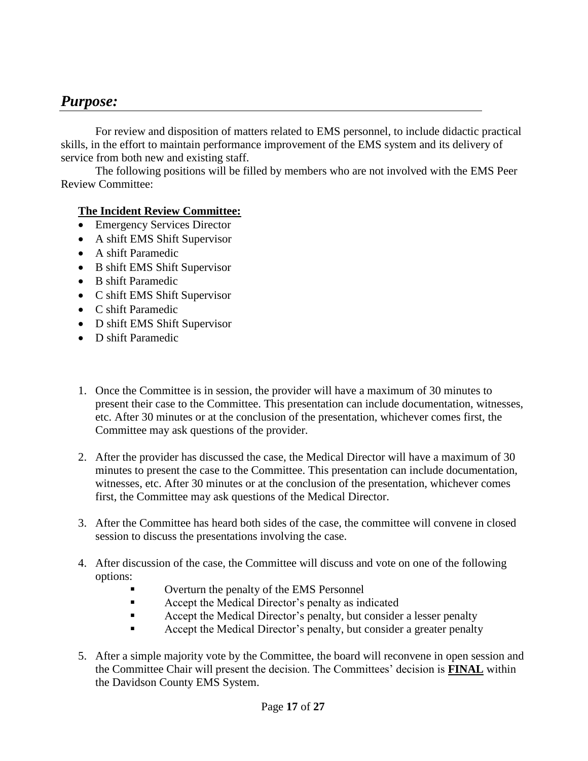## *Purpose:*

For review and disposition of matters related to EMS personnel, to include didactic practical skills, in the effort to maintain performance improvement of the EMS system and its delivery of service from both new and existing staff.

The following positions will be filled by members who are not involved with the EMS Peer Review Committee:

**The Incident Review Committee:**

- Emergency Services Director
- A shift EMS Shift Supervisor
- A shift Paramedic
- B shift EMS Shift Supervisor
- B shift Paramedic
- C shift EMS Shift Supervisor
- C shift Paramedic
- D shift EMS Shift Supervisor
- D shift Paramedic

1. Once the Committee is in session, the provider will have a maximum of 30 minutes to present their case to the Committee. This presentation can include documentation, witnesses, etc. After 30 minutes or at the conclusion of the presentation, whichever comes first, the Committee may ask questions of the provider.

2. After the provider has discussed the case, the Medical Director will have a maximum of 30 minutes to present the case to the Committee. This presentation can include documentation, witnesses, etc. After 30 minutes or at the conclusion of the presentation, whichever comes first, the Committee may ask questions of the Medical Director.

3. After the Committee has heard both sides of the case, the committee will convene in closed session to discuss the presentations involving the case.

4. After discussion of the case, the Committee will discuss and vote on one of the following options:
   - Overturn the penalty of the EMS Personnel
   - Accept the Medical Director's penalty as indicated
   - Accept the Medical Director's penalty, but consider a lesser penalty
   - Accept the Medical Director's penalty, but consider a greater penalty

5. After a simple majority vote by the Committee, the board will reconvene in open session and the Committee Chair will present the decision. The Committees' decision is **FINAL** within the Davidson County EMS System.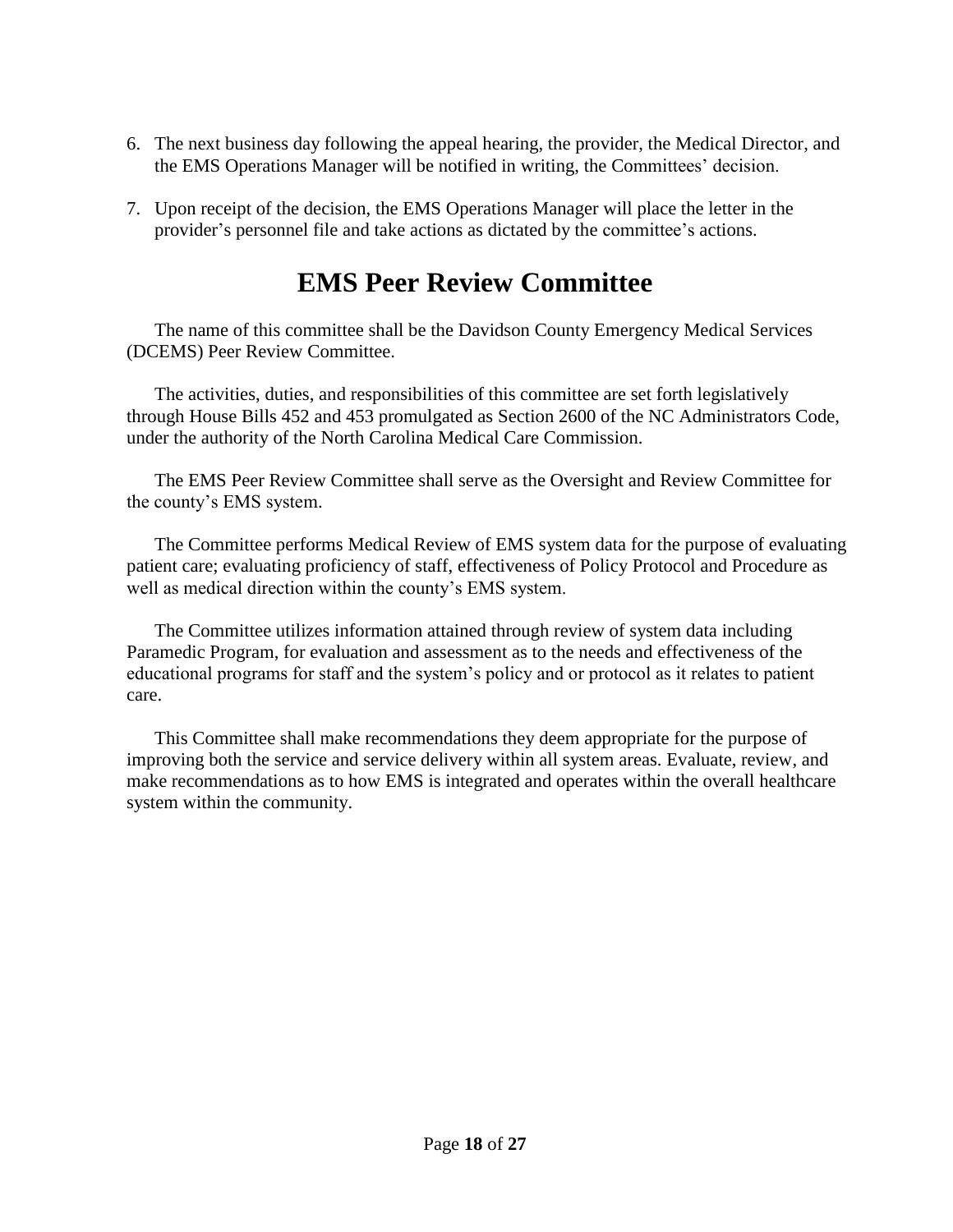6. The next business day following the appeal hearing, the provider, the Medical Director, and the EMS Operations Manager will be notified in writing, the Committees' decision.

7. Upon receipt of the decision, the EMS Operations Manager will place the letter in the provider's personnel file and take actions as dictated by the committee's actions.

# EMS Peer Review Committee

The name of this committee shall be the Davidson County Emergency Medical Services (DCEMS) Peer Review Committee.

The activities, duties, and responsibilities of this committee are set forth legislatively through House Bills 452 and 453 promulgated as Section 2600 of the NC Administrators Code, under the authority of the North Carolina Medical Care Commission.

The EMS Peer Review Committee shall serve as the Oversight and Review Committee for the county's EMS system.

The Committee performs Medical Review of EMS system data for the purpose of evaluating patient care; evaluating proficiency of staff, effectiveness of Policy Protocol and Procedure as well as medical direction within the county's EMS system.

The Committee utilizes information attained through review of system data including Paramedic Program, for evaluation and assessment as to the needs and effectiveness of the educational programs for staff and the system's policy and or protocol as it relates to patient care.

This Committee shall make recommendations they deem appropriate for the purpose of improving both the service and service delivery within all system areas. Evaluate, review, and make recommendations as to how EMS is integrated and operates within the overall healthcare system within the community.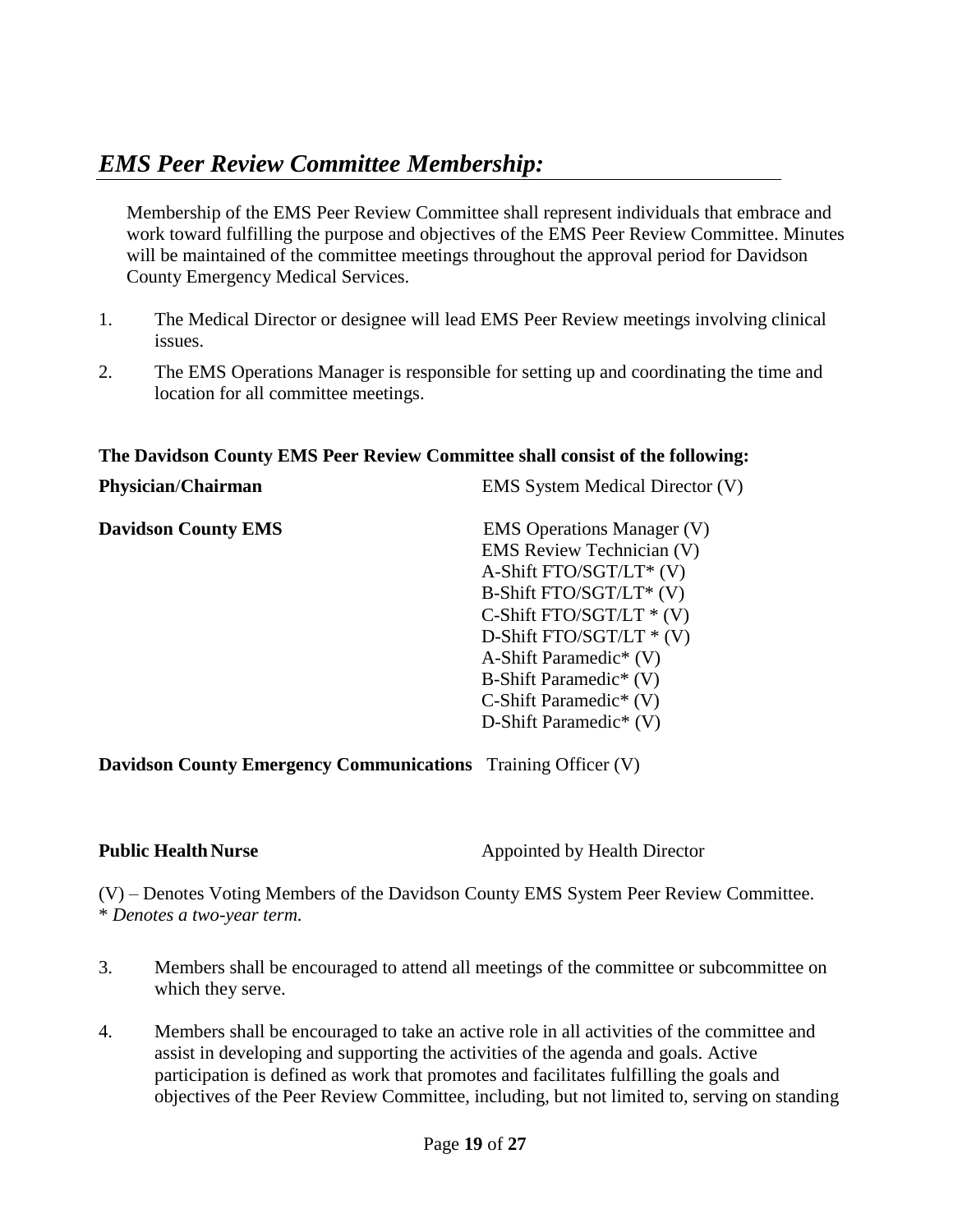## *EMS Peer Review Committee Membership:*

Membership of the EMS Peer Review Committee shall represent individuals that embrace and work toward fulfilling the purpose and objectives of the EMS Peer Review Committee. Minutes will be maintained of the committee meetings throughout the approval period for Davidson County Emergency Medical Services.

1. The Medical Director or designee will lead EMS Peer Review meetings involving clinical issues.
2. The EMS Operations Manager is responsible for setting up and coordinating the time and location for all committee meetings.

**The Davidson County EMS Peer Review Committee shall consist of the following:**

| | |
|---|---|
| **Physician/Chairman** | EMS System Medical Director (V) |
| **Davidson County EMS** | EMS Operations Manager (V)<br>EMS Review Technician (V)<br>A-Shift FTO/SGT/LT* (V)<br>B-Shift FTO/SGT/LT* (V)<br>C-Shift FTO/SGT/LT * (V)<br>D-Shift FTO/SGT/LT * (V)<br>A-Shift Paramedic* (V)<br>B-Shift Paramedic* (V)<br>C-Shift Paramedic* (V)<br>D-Shift Paramedic* (V) |
| **Davidson County Emergency Communications** | Training Officer (V) |
| **Public Health Nurse** | Appointed by Health Director |

(V) – Denotes Voting Members of the Davidson County EMS System Peer Review Committee.
\* *Denotes a two-year term.*

3. Members shall be encouraged to attend all meetings of the committee or subcommittee on which they serve.
4. Members shall be encouraged to take an active role in all activities of the committee and assist in developing and supporting the activities of the agenda and goals. Active participation is defined as work that promotes and facilitates fulfilling the goals and objectives of the Peer Review Committee, including, but not limited to, serving on standing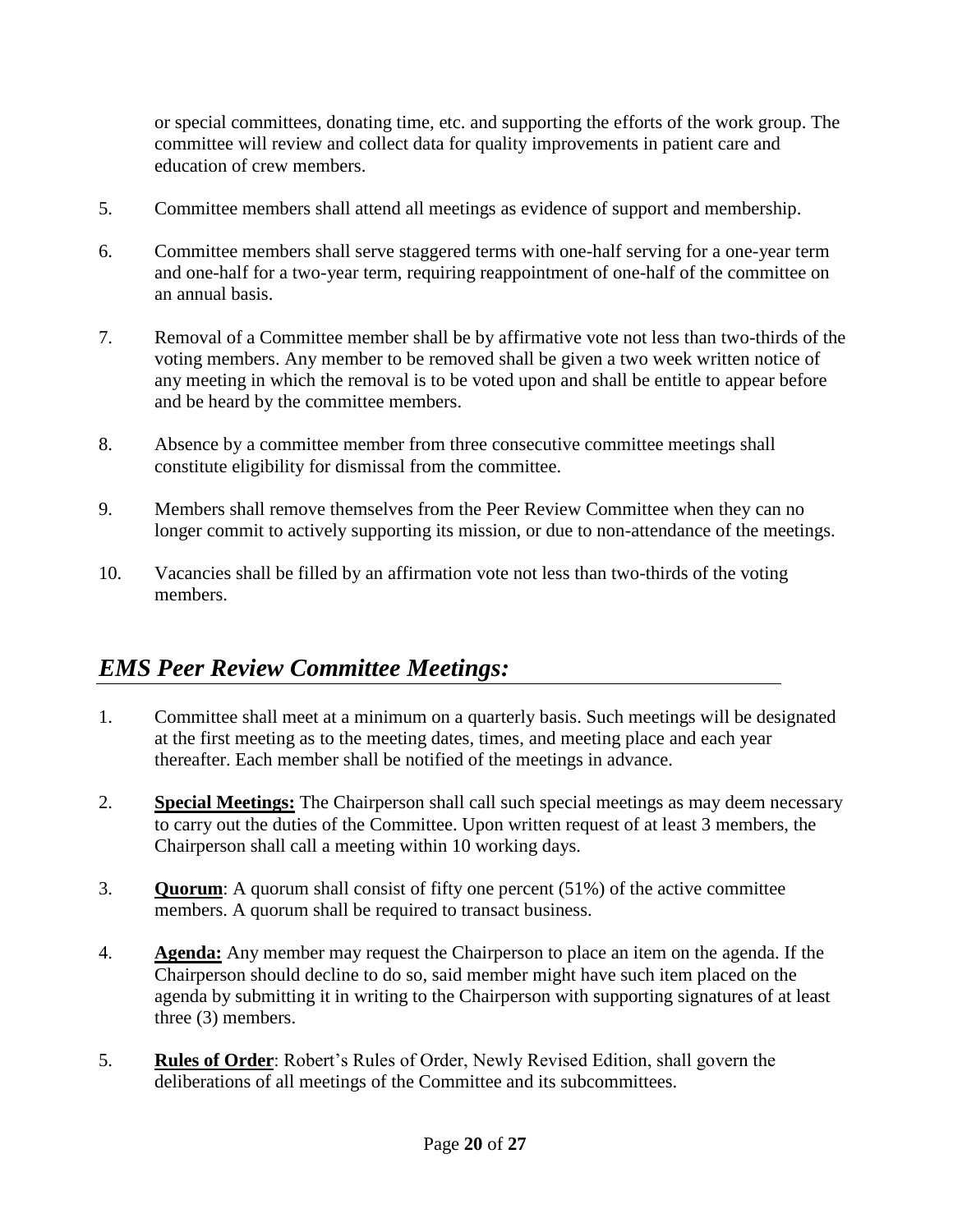or special committees, donating time, etc. and supporting the efforts of the work group. The committee will review and collect data for quality improvements in patient care and education of crew members.

5. Committee members shall attend all meetings as evidence of support and membership.

6. Committee members shall serve staggered terms with one-half serving for a one-year term and one-half for a two-year term, requiring reappointment of one-half of the committee on an annual basis.

7. Removal of a Committee member shall be by affirmative vote not less than two-thirds of the voting members. Any member to be removed shall be given a two week written notice of any meeting in which the removal is to be voted upon and shall be entitle to appear before and be heard by the committee members.

8. Absence by a committee member from three consecutive committee meetings shall constitute eligibility for dismissal from the committee.

9. Members shall remove themselves from the Peer Review Committee when they can no longer commit to actively supporting its mission, or due to non-attendance of the meetings.

10. Vacancies shall be filled by an affirmation vote not less than two-thirds of the voting members.

## *EMS Peer Review Committee Meetings:*

1. Committee shall meet at a minimum on a quarterly basis. Such meetings will be designated at the first meeting as to the meeting dates, times, and meeting place and each year thereafter. Each member shall be notified of the meetings in advance.

2. **Special Meetings:** The Chairperson shall call such special meetings as may deem necessary to carry out the duties of the Committee. Upon written request of at least 3 members, the Chairperson shall call a meeting within 10 working days.

3. **Quorum**: A quorum shall consist of fifty one percent (51%) of the active committee members. A quorum shall be required to transact business.

4. **Agenda:** Any member may request the Chairperson to place an item on the agenda. If the Chairperson should decline to do so, said member might have such item placed on the agenda by submitting it in writing to the Chairperson with supporting signatures of at least three (3) members.

5. **Rules of Order**: Robert's Rules of Order, Newly Revised Edition, shall govern the deliberations of all meetings of the Committee and its subcommittees.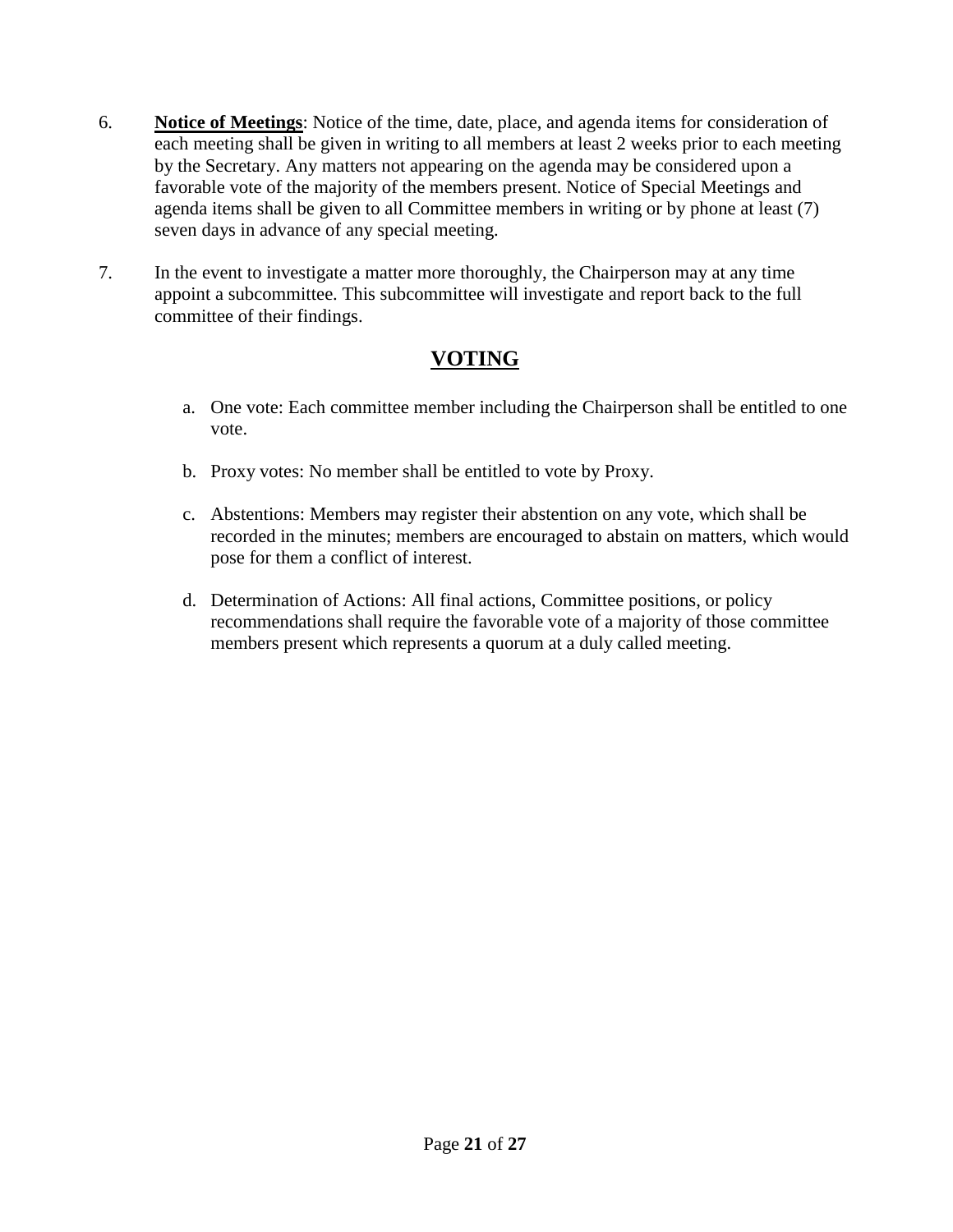6. **Notice of Meetings**: Notice of the time, date, place, and agenda items for consideration of each meeting shall be given in writing to all members at least 2 weeks prior to each meeting by the Secretary. Any matters not appearing on the agenda may be considered upon a favorable vote of the majority of the members present. Notice of Special Meetings and agenda items shall be given to all Committee members in writing or by phone at least (7) seven days in advance of any special meeting.

7. In the event to investigate a matter more thoroughly, the Chairperson may at any time appoint a subcommittee. This subcommittee will investigate and report back to the full committee of their findings.

## VOTING

a. One vote: Each committee member including the Chairperson shall be entitled to one vote.

b. Proxy votes: No member shall be entitled to vote by Proxy.

c. Abstentions: Members may register their abstention on any vote, which shall be recorded in the minutes; members are encouraged to abstain on matters, which would pose for them a conflict of interest.

d. Determination of Actions: All final actions, Committee positions, or policy recommendations shall require the favorable vote of a majority of those committee members present which represents a quorum at a duly called meeting.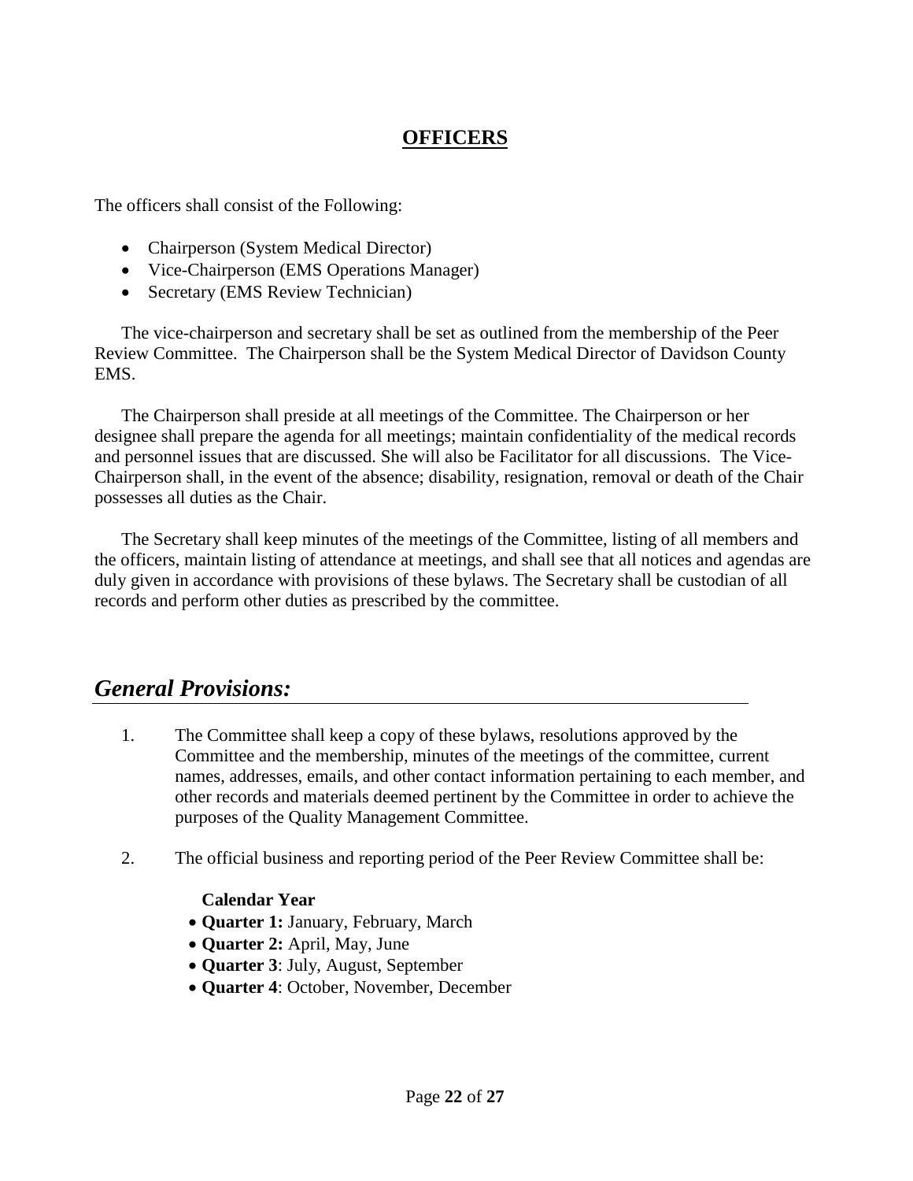## **OFFICERS**

The officers shall consist of the Following:

- Chairperson (System Medical Director)
- Vice-Chairperson (EMS Operations Manager)
- Secretary (EMS Review Technician)

The vice-chairperson and secretary shall be set as outlined from the membership of the Peer Review Committee. The Chairperson shall be the System Medical Director of Davidson County EMS.

The Chairperson shall preside at all meetings of the Committee. The Chairperson or her designee shall prepare the agenda for all meetings; maintain confidentiality of the medical records and personnel issues that are discussed. She will also be Facilitator for all discussions. The Vice-Chairperson shall, in the event of the absence; disability, resignation, removal or death of the Chair possesses all duties as the Chair.

The Secretary shall keep minutes of the meetings of the Committee, listing of all members and the officers, maintain listing of attendance at meetings, and shall see that all notices and agendas are duly given in accordance with provisions of these bylaws. The Secretary shall be custodian of all records and perform other duties as prescribed by the committee.

## ***General Provisions:***

1. The Committee shall keep a copy of these bylaws, resolutions approved by the Committee and the membership, minutes of the meetings of the committee, current names, addresses, emails, and other contact information pertaining to each member, and other records and materials deemed pertinent by the Committee in order to achieve the purposes of the Quality Management Committee.

2. The official business and reporting period of the Peer Review Committee shall be:

   **Calendar Year**
   - **Quarter 1:** January, February, March
   - **Quarter 2:** April, May, June
   - **Quarter 3**: July, August, September
   - **Quarter 4**: October, November, December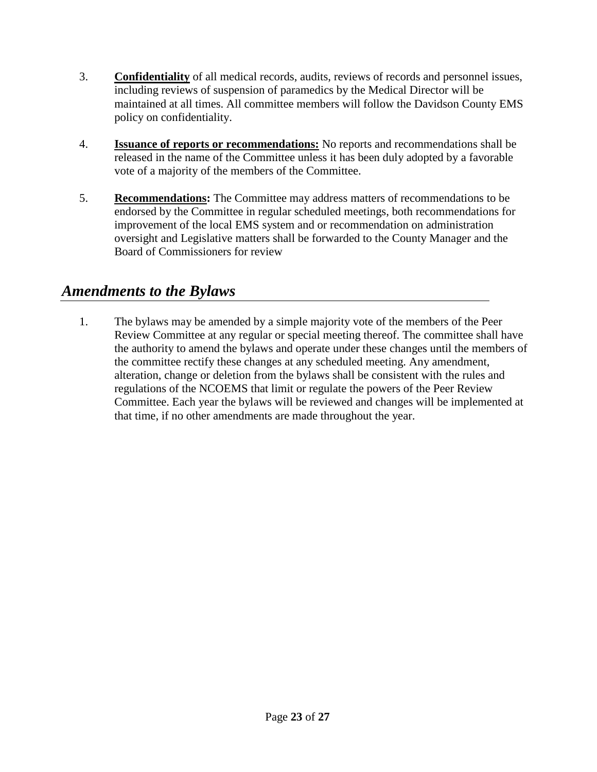3. **Confidentiality** of all medical records, audits, reviews of records and personnel issues, including reviews of suspension of paramedics by the Medical Director will be maintained at all times. All committee members will follow the Davidson County EMS policy on confidentiality.

4. **Issuance of reports or recommendations:** No reports and recommendations shall be released in the name of the Committee unless it has been duly adopted by a favorable vote of a majority of the members of the Committee.

5. **Recommendations:** The Committee may address matters of recommendations to be endorsed by the Committee in regular scheduled meetings, both recommendations for improvement of the local EMS system and or recommendation on administration oversight and Legislative matters shall be forwarded to the County Manager and the Board of Commissioners for review

## *Amendments to the Bylaws*

1. The bylaws may be amended by a simple majority vote of the members of the Peer Review Committee at any regular or special meeting thereof. The committee shall have the authority to amend the bylaws and operate under these changes until the members of the committee rectify these changes at any scheduled meeting. Any amendment, alteration, change or deletion from the bylaws shall be consistent with the rules and regulations of the NCOEMS that limit or regulate the powers of the Peer Review Committee. Each year the bylaws will be reviewed and changes will be implemented at that time, if no other amendments are made throughout the year.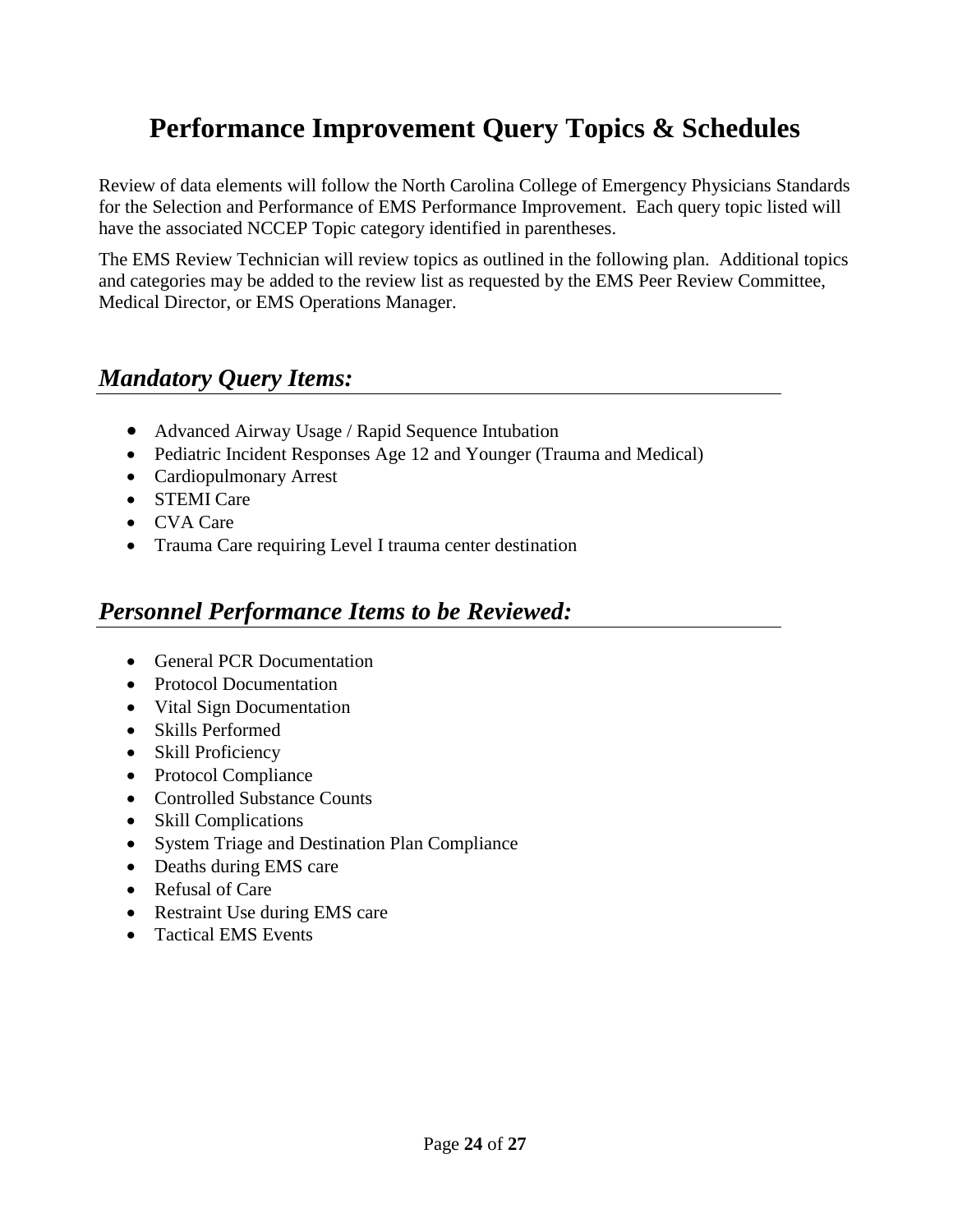# Performance Improvement Query Topics & Schedules

Review of data elements will follow the North Carolina College of Emergency Physicians Standards for the Selection and Performance of EMS Performance Improvement. Each query topic listed will have the associated NCCEP Topic category identified in parentheses.

The EMS Review Technician will review topics as outlined in the following plan. Additional topics and categories may be added to the review list as requested by the EMS Peer Review Committee, Medical Director, or EMS Operations Manager.

## *Mandatory Query Items:*

- Advanced Airway Usage / Rapid Sequence Intubation
- Pediatric Incident Responses Age 12 and Younger (Trauma and Medical)
- Cardiopulmonary Arrest
- STEMI Care
- CVA Care
- Trauma Care requiring Level I trauma center destination

## *Personnel Performance Items to be Reviewed:*

- General PCR Documentation
- Protocol Documentation
- Vital Sign Documentation
- Skills Performed
- Skill Proficiency
- Protocol Compliance
- Controlled Substance Counts
- Skill Complications
- System Triage and Destination Plan Compliance
- Deaths during EMS care
- Refusal of Care
- Restraint Use during EMS care
- Tactical EMS Events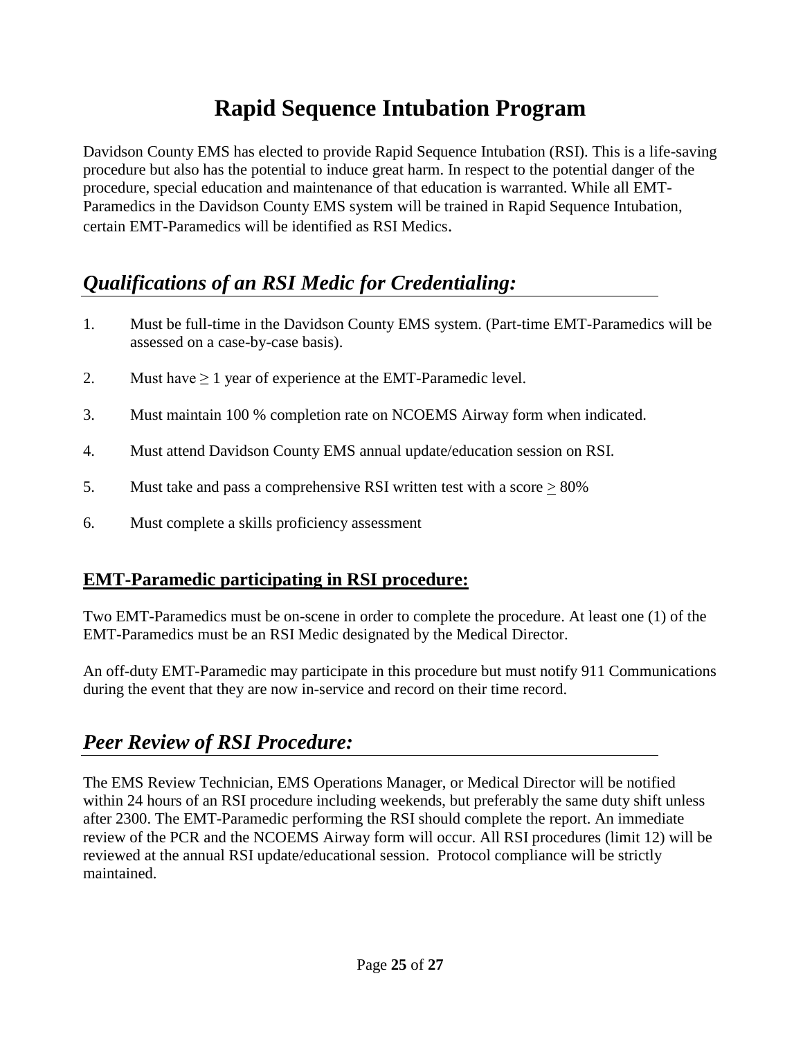# Rapid Sequence Intubation Program

Davidson County EMS has elected to provide Rapid Sequence Intubation (RSI). This is a life-saving procedure but also has the potential to induce great harm. In respect to the potential danger of the procedure, special education and maintenance of that education is warranted. While all EMT-Paramedics in the Davidson County EMS system will be trained in Rapid Sequence Intubation, certain EMT-Paramedics will be identified as RSI Medics.

## *Qualifications of an RSI Medic for Credentialing:*

1. Must be full-time in the Davidson County EMS system. (Part-time EMT-Paramedics will be assessed on a case-by-case basis).
2. Must have ≥ 1 year of experience at the EMT-Paramedic level.
3. Must maintain 100 % completion rate on NCOEMS Airway form when indicated.
4. Must attend Davidson County EMS annual update/education session on RSI.
5. Must take and pass a comprehensive RSI written test with a score ≥ 80%
6. Must complete a skills proficiency assessment

### EMT-Paramedic participating in RSI procedure:

Two EMT-Paramedics must be on-scene in order to complete the procedure. At least one (1) of the EMT-Paramedics must be an RSI Medic designated by the Medical Director.

An off-duty EMT-Paramedic may participate in this procedure but must notify 911 Communications during the event that they are now in-service and record on their time record.

## *Peer Review of RSI Procedure:*

The EMS Review Technician, EMS Operations Manager, or Medical Director will be notified within 24 hours of an RSI procedure including weekends, but preferably the same duty shift unless after 2300. The EMT-Paramedic performing the RSI should complete the report. An immediate review of the PCR and the NCOEMS Airway form will occur. All RSI procedures (limit 12) will be reviewed at the annual RSI update/educational session. Protocol compliance will be strictly maintained.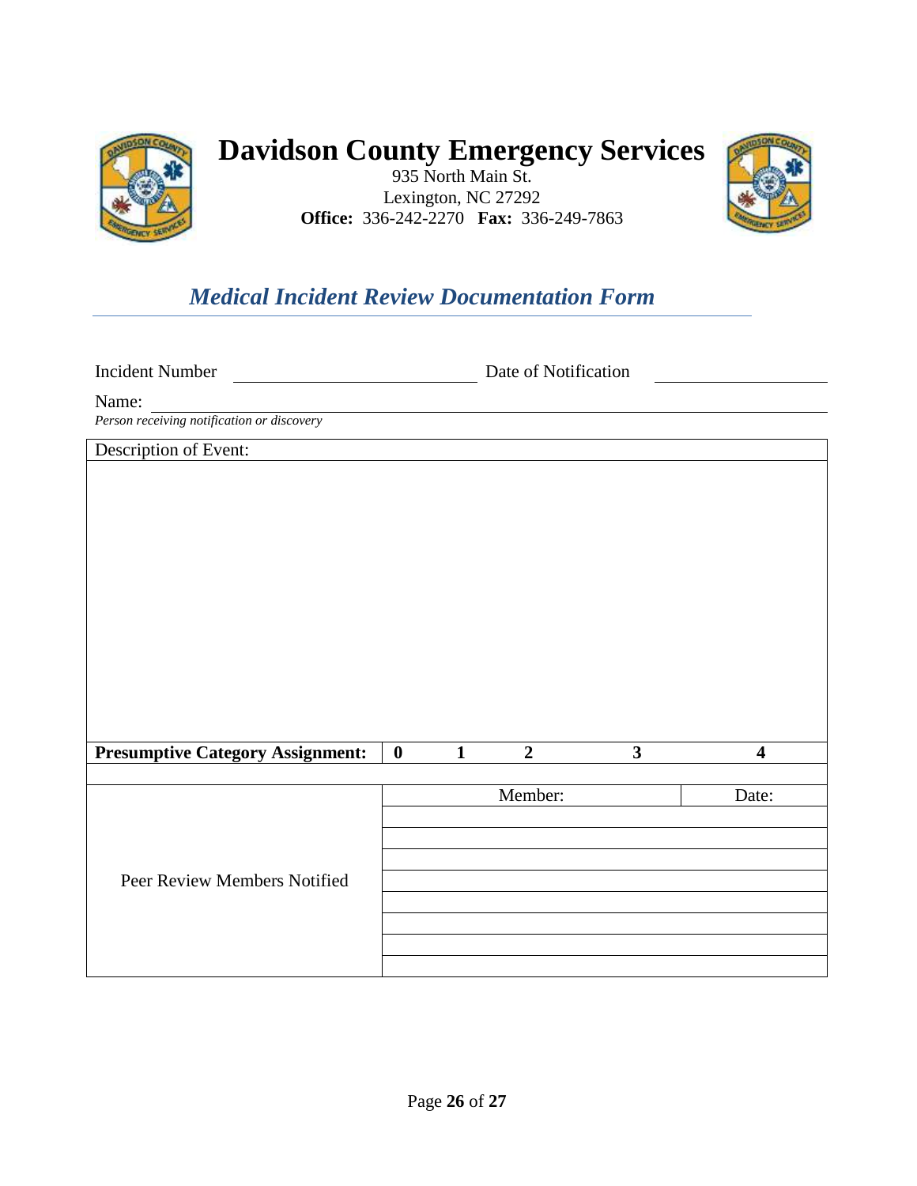# Davidson County Emergency Services

935 North Main St.
Lexington, NC 27292
**Office:** 336-242-2270 **Fax:** 336-249-7863

## *Medical Incident Review Documentation Form*

Incident Number ______________________ Date of Notification ______________________

Name: ____________________________________________
*Person receiving notification or discovery*

| Description of Event: | | | | | |
|---|---|---|---|---|---|
| | | | | | |
| **Presumptive Category Assignment:** | **0** | **1** | **2** | **3** | **4** |

| Peer Review Members Notified | Member: | Date: |
|---|---|---|
| | | |
| | | |
| | | |
| | | |
| | | |
| | | |
| | | |
| | | |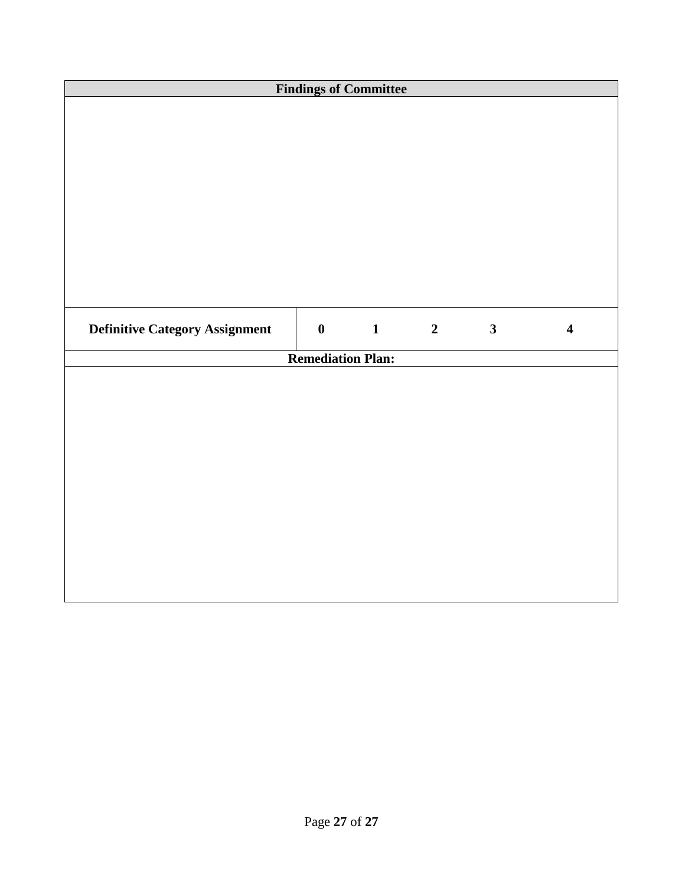| Findings of Committee | | | | | |
|---|---|---|---|---|---|
| | | | | | |
| **Definitive Category Assignment** | **0** | **1** | **2** | **3** | **4** |
| **Remediation Plan:** | | | | | |
| | | | | | |